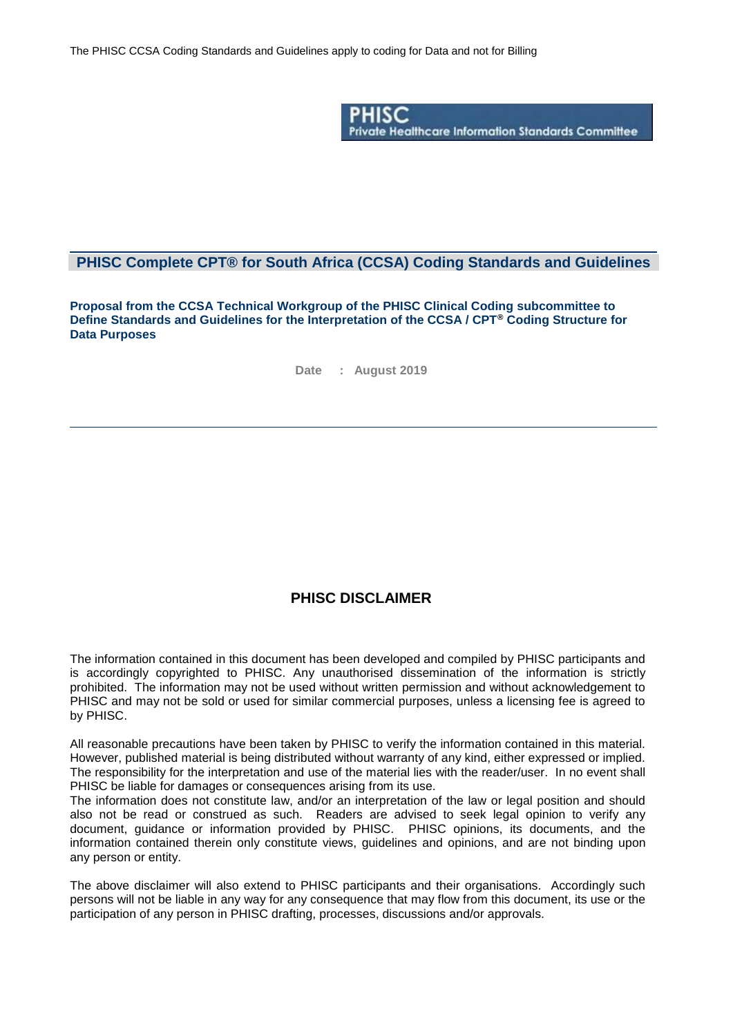The PHISC CCSA Coding Standards and Guidelines apply to coding for Data and not for Billing

**PHISC**
**Private Healthcare Information Standards Committee**

# PHISC Complete CPT® for South Africa (CCSA) Coding Standards and Guidelines

**Proposal from the CCSA Technical Workgroup of the PHISC Clinical Coding subcommittee to Define Standards and Guidelines for the Interpretation of the CCSA / CPT® Coding Structure for Data Purposes**

**Date : August 2019**

## PHISC DISCLAIMER

The information contained in this document has been developed and compiled by PHISC participants and is accordingly copyrighted to PHISC. Any unauthorised dissemination of the information is strictly prohibited. The information may not be used without written permission and without acknowledgement to PHISC and may not be sold or used for similar commercial purposes, unless a licensing fee is agreed to by PHISC.

All reasonable precautions have been taken by PHISC to verify the information contained in this material. However, published material is being distributed without warranty of any kind, either expressed or implied. The responsibility for the interpretation and use of the material lies with the reader/user. In no event shall PHISC be liable for damages or consequences arising from its use.
The information does not constitute law, and/or an interpretation of the law or legal position and should also not be read or construed as such. Readers are advised to seek legal opinion to verify any document, guidance or information provided by PHISC. PHISC opinions, its documents, and the information contained therein only constitute views, guidelines and opinions, and are not binding upon any person or entity.

The above disclaimer will also extend to PHISC participants and their organisations. Accordingly such persons will not be liable in any way for any consequence that may flow from this document, its use or the participation of any person in PHISC drafting, processes, discussions and/or approvals.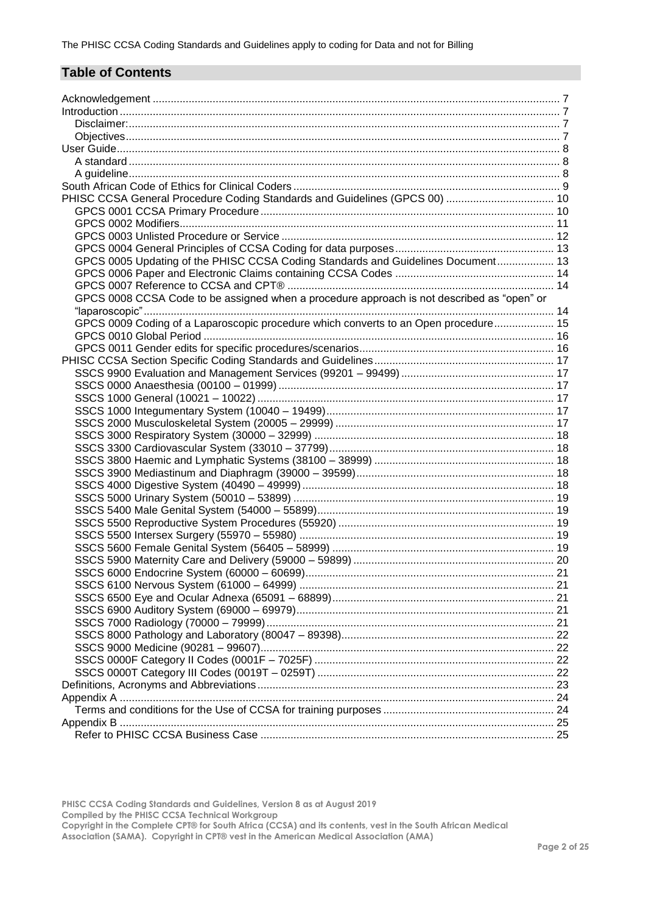## Table of Contents

Acknowledgement ..... 7
Introduction ..... 7
- Disclaimer: ..... 7
- Objectives ..... 7

User Guide ..... 8
- A standard ..... 8
- A guideline ..... 8

South African Code of Ethics for Clinical Coders ..... 9
PHISC CCSA General Procedure Coding Standards and Guidelines (GPCS 00) ..... 10
- GPCS 0001 CCSA Primary Procedure ..... 10
- GPCS 0002 Modifiers ..... 11
- GPCS 0003 Unlisted Procedure or Service ..... 12
- GPCS 0004 General Principles of CCSA Coding for data purposes ..... 13
- GPCS 0005 Updating of the PHISC CCSA Coding Standards and Guidelines Document ..... 13
- GPCS 0006 Paper and Electronic Claims containing CCSA Codes ..... 14
- GPCS 0007 Reference to CCSA and CPT® ..... 14
- GPCS 0008 CCSA Code to be assigned when a procedure approach is not described as "open" or "laparoscopic" ..... 14
- GPCS 0009 Coding of a Laparoscopic procedure which converts to an Open procedure ..... 15
- GPCS 0010 Global Period ..... 16
- GPCS 0011 Gender edits for specific procedures/scenarios ..... 16

PHISC CCSA Section Specific Coding Standards and Guidelines ..... 17
- SSCS 9900 Evaluation and Management Services (99201 – 99499) ..... 17
- SSCS 0000 Anaesthesia (00100 – 01999) ..... 17
- SSCS 1000 General (10021 – 10022) ..... 17
- SSCS 1000 Integumentary System (10040 – 19499) ..... 17
- SSCS 2000 Musculoskeletal System (20005 – 29999) ..... 17
- SSCS 3000 Respiratory System (30000 – 32999) ..... 18
- SSCS 3300 Cardiovascular System (33010 – 37799) ..... 18
- SSCS 3800 Haemic and Lymphatic Systems (38100 – 38999) ..... 18
- SSCS 3900 Mediastinum and Diaphragm (39000 – 39599) ..... 18
- SSCS 4000 Digestive System (40490 – 49999) ..... 18
- SSCS 5000 Urinary System (50010 – 53899) ..... 19
- SSCS 5400 Male Genital System (54000 – 55899) ..... 19
- SSCS 5500 Reproductive System Procedures (55920) ..... 19
- SSCS 5500 Intersex Surgery (55970 – 55980) ..... 19
- SSCS 5600 Female Genital System (56405 – 58999) ..... 19
- SSCS 5900 Maternity Care and Delivery (59000 – 59899) ..... 20
- SSCS 6000 Endocrine System (60000 – 60699) ..... 21
- SSCS 6100 Nervous System (61000 – 64999) ..... 21
- SSCS 6500 Eye and Ocular Adnexa (65091 – 68899) ..... 21
- SSCS 6900 Auditory System (69000 – 69979) ..... 21
- SSCS 7000 Radiology (70000 – 79999) ..... 21
- SSCS 8000 Pathology and Laboratory (80047 – 89398) ..... 22
- SSCS 9000 Medicine (90281 – 99607) ..... 22
- SSCS 0000F Category II Codes (0001F – 7025F) ..... 22
- SSCS 0000T Category III Codes (0019T – 0259T) ..... 22

Definitions, Acronyms and Abbreviations ..... 23
Appendix A ..... 24
- Terms and conditions for the Use of CCSA for training purposes ..... 24

Appendix B ..... 25
- Refer to PHISC CCSA Business Case ..... 25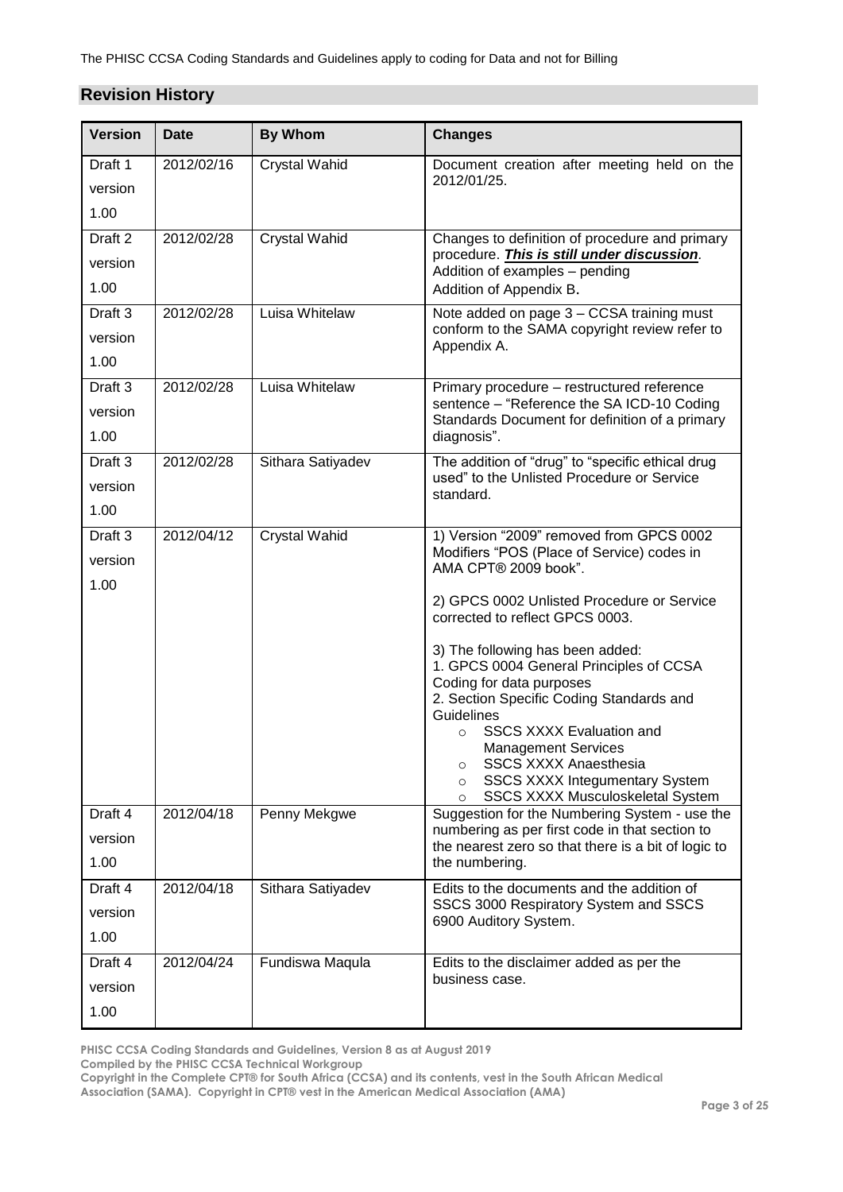## Revision History

| Version | Date | By Whom | Changes |
|---|---|---|---|
| Draft 1 version 1.00 | 2012/02/16 | Crystal Wahid | Document creation after meeting held on the 2012/01/25. |
| Draft 2 version 1.00 | 2012/02/28 | Crystal Wahid | Changes to definition of procedure and primary procedure. ***This is still under discussion***. Addition of examples – pending Addition of Appendix B. |
| Draft 3 version 1.00 | 2012/02/28 | Luisa Whitelaw | Note added on page 3 – CCSA training must conform to the SAMA copyright review refer to Appendix A. |
| Draft 3 version 1.00 | 2012/02/28 | Luisa Whitelaw | Primary procedure – restructured reference sentence – "Reference the SA ICD-10 Coding Standards Document for definition of a primary diagnosis". |
| Draft 3 version 1.00 | 2012/02/28 | Sithara Satiyadev | The addition of "drug" to "specific ethical drug used" to the Unlisted Procedure or Service standard. |
| Draft 3 version 1.00 | 2012/04/12 | Crystal Wahid | 1) Version "2009" removed from GPCS 0002 Modifiers "POS (Place of Service) codes in AMA CPT® 2009 book".<br><br>2) GPCS 0002 Unlisted Procedure or Service corrected to reflect GPCS 0003.<br><br>3) The following has been added:<br>1. GPCS 0004 General Principles of CCSA Coding for data purposes<br>2. Section Specific Coding Standards and Guidelines<br>○ SSCS XXXX Evaluation and Management Services<br>○ SSCS XXXX Anaesthesia<br>○ SSCS XXXX Integumentary System<br>○ SSCS XXXX Musculoskeletal System |
| Draft 4 version 1.00 | 2012/04/18 | Penny Mekgwe | Suggestion for the Numbering System - use the numbering as per first code in that section to the nearest zero so that there is a bit of logic to the numbering. |
| Draft 4 version 1.00 | 2012/04/18 | Sithara Satiyadev | Edits to the documents and the addition of SSCS 3000 Respiratory System and SSCS 6900 Auditory System. |
| Draft 4 version 1.00 | 2012/04/24 | Fundiswa Maqula | Edits to the disclaimer added as per the business case. |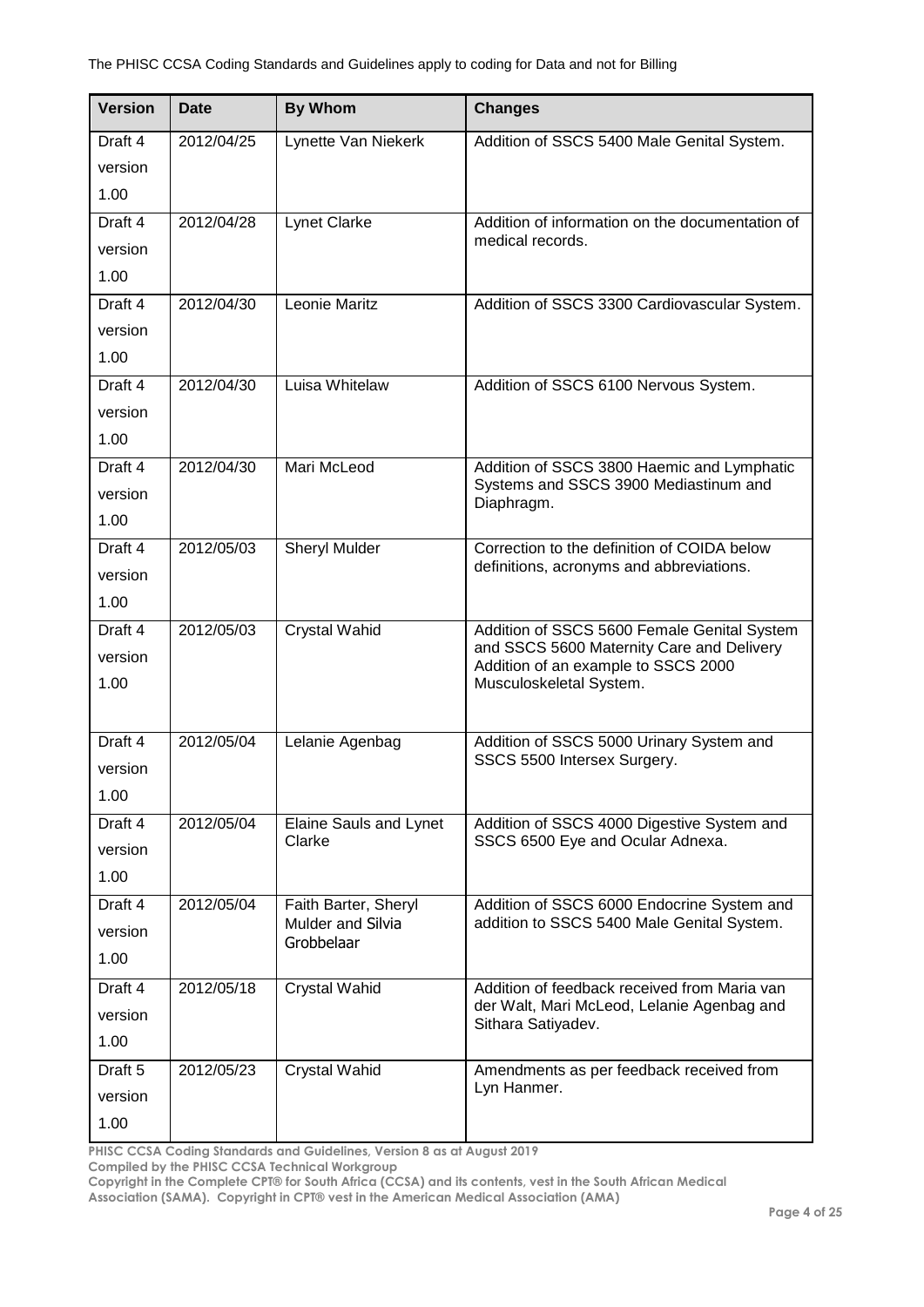The PHISC CCSA Coding Standards and Guidelines apply to coding for Data and not for Billing

| Version | Date | By Whom | Changes |
|---|---|---|---|
| Draft 4 version 1.00 | 2012/04/25 | Lynette Van Niekerk | Addition of SSCS 5400 Male Genital System. |
| Draft 4 version 1.00 | 2012/04/28 | Lynet Clarke | Addition of information on the documentation of medical records. |
| Draft 4 version 1.00 | 2012/04/30 | Leonie Maritz | Addition of SSCS 3300 Cardiovascular System. |
| Draft 4 version 1.00 | 2012/04/30 | Luisa Whitelaw | Addition of SSCS 6100 Nervous System. |
| Draft 4 version 1.00 | 2012/04/30 | Mari McLeod | Addition of SSCS 3800 Haemic and Lymphatic Systems and SSCS 3900 Mediastinum and Diaphragm. |
| Draft 4 version 1.00 | 2012/05/03 | Sheryl Mulder | Correction to the definition of COIDA below definitions, acronyms and abbreviations. |
| Draft 4 version 1.00 | 2012/05/03 | Crystal Wahid | Addition of SSCS 5600 Female Genital System and SSCS 5600 Maternity Care and Delivery Addition of an example to SSCS 2000 Musculoskeletal System. |
| Draft 4 version 1.00 | 2012/05/04 | Lelanie Agenbag | Addition of SSCS 5000 Urinary System and SSCS 5500 Intersex Surgery. |
| Draft 4 version 1.00 | 2012/05/04 | Elaine Sauls and Lynet Clarke | Addition of SSCS 4000 Digestive System and SSCS 6500 Eye and Ocular Adnexa. |
| Draft 4 version 1.00 | 2012/05/04 | Faith Barter, Sheryl Mulder and Silvia Grobbelaar | Addition of SSCS 6000 Endocrine System and addition to SSCS 5400 Male Genital System. |
| Draft 4 version 1.00 | 2012/05/18 | Crystal Wahid | Addition of feedback received from Maria van der Walt, Mari McLeod, Lelanie Agenbag and Sithara Satiyadev. |
| Draft 5 version 1.00 | 2012/05/23 | Crystal Wahid | Amendments as per feedback received from Lyn Hanmer. |

**PHISC CCSA Coding Standards and Guidelines, Version 8 as at August 2019**
**Compiled by the PHISC CCSA Technical Workgroup**
**Copyright in the Complete CPT® for South Africa (CCSA) and its contents, vest in the South African Medical Association (SAMA). Copyright in CPT® vest in the American Medical Association (AMA)**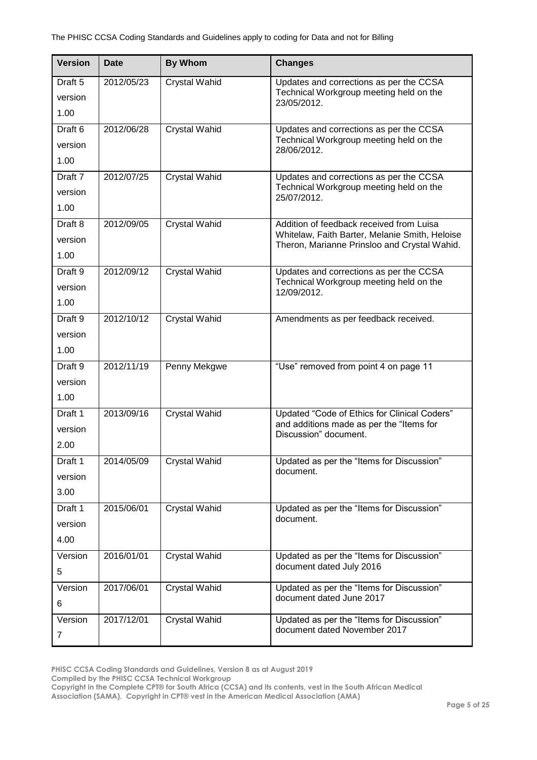| Version | Date | By Whom | Changes |
| --- | --- | --- | --- |
| Draft 5 version 1.00 | 2012/05/23 | Crystal Wahid | Updates and corrections as per the CCSA Technical Workgroup meeting held on the 23/05/2012. |
| Draft 6 version 1.00 | 2012/06/28 | Crystal Wahid | Updates and corrections as per the CCSA Technical Workgroup meeting held on the 28/06/2012. |
| Draft 7 version 1.00 | 2012/07/25 | Crystal Wahid | Updates and corrections as per the CCSA Technical Workgroup meeting held on the 25/07/2012. |
| Draft 8 version 1.00 | 2012/09/05 | Crystal Wahid | Addition of feedback received from Luisa Whitelaw, Faith Barter, Melanie Smith, Heloise Theron, Marianne Prinsloo and Crystal Wahid. |
| Draft 9 version 1.00 | 2012/09/12 | Crystal Wahid | Updates and corrections as per the CCSA Technical Workgroup meeting held on the 12/09/2012. |
| Draft 9 version 1.00 | 2012/10/12 | Crystal Wahid | Amendments as per feedback received. |
| Draft 9 version 1.00 | 2012/11/19 | Penny Mekgwe | "Use" removed from point 4 on page 11 |
| Draft 1 version 2.00 | 2013/09/16 | Crystal Wahid | Updated "Code of Ethics for Clinical Coders" and additions made as per the "Items for Discussion" document. |
| Draft 1 version 3.00 | 2014/05/09 | Crystal Wahid | Updated as per the "Items for Discussion" document. |
| Draft 1 version 4.00 | 2015/06/01 | Crystal Wahid | Updated as per the "Items for Discussion" document. |
| Version 5 | 2016/01/01 | Crystal Wahid | Updated as per the "Items for Discussion" document dated July 2016 |
| Version 6 | 2017/06/01 | Crystal Wahid | Updated as per the "Items for Discussion" document dated June 2017 |
| Version 7 | 2017/12/01 | Crystal Wahid | Updated as per the "Items for Discussion" document dated November 2017 |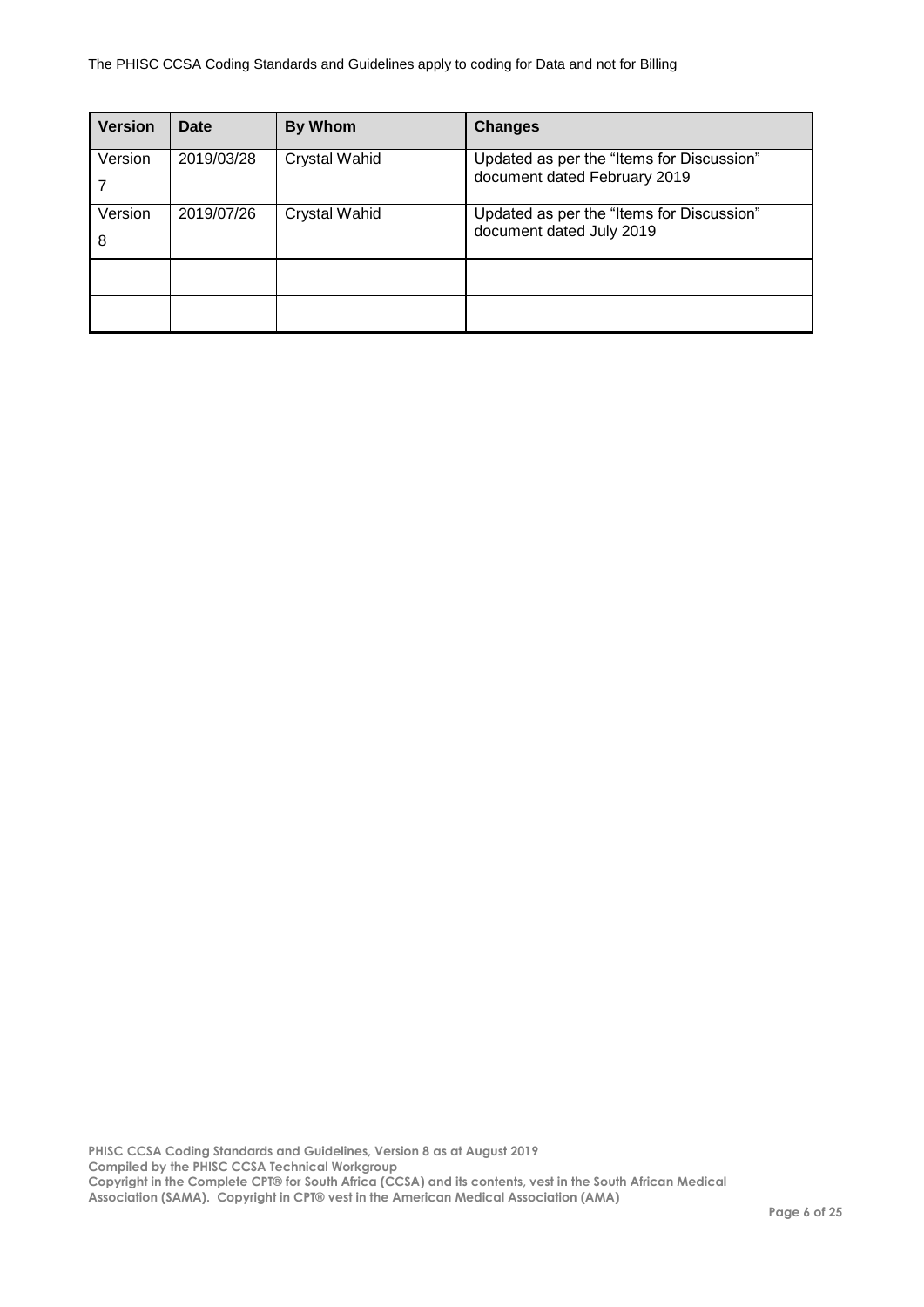| Version | Date | By Whom | Changes |
| --- | --- | --- | --- |
| Version 7 | 2019/03/28 | Crystal Wahid | Updated as per the "Items for Discussion" document dated February 2019 |
| Version 8 | 2019/07/26 | Crystal Wahid | Updated as per the "Items for Discussion" document dated July 2019 |
| | | | |
| | | | |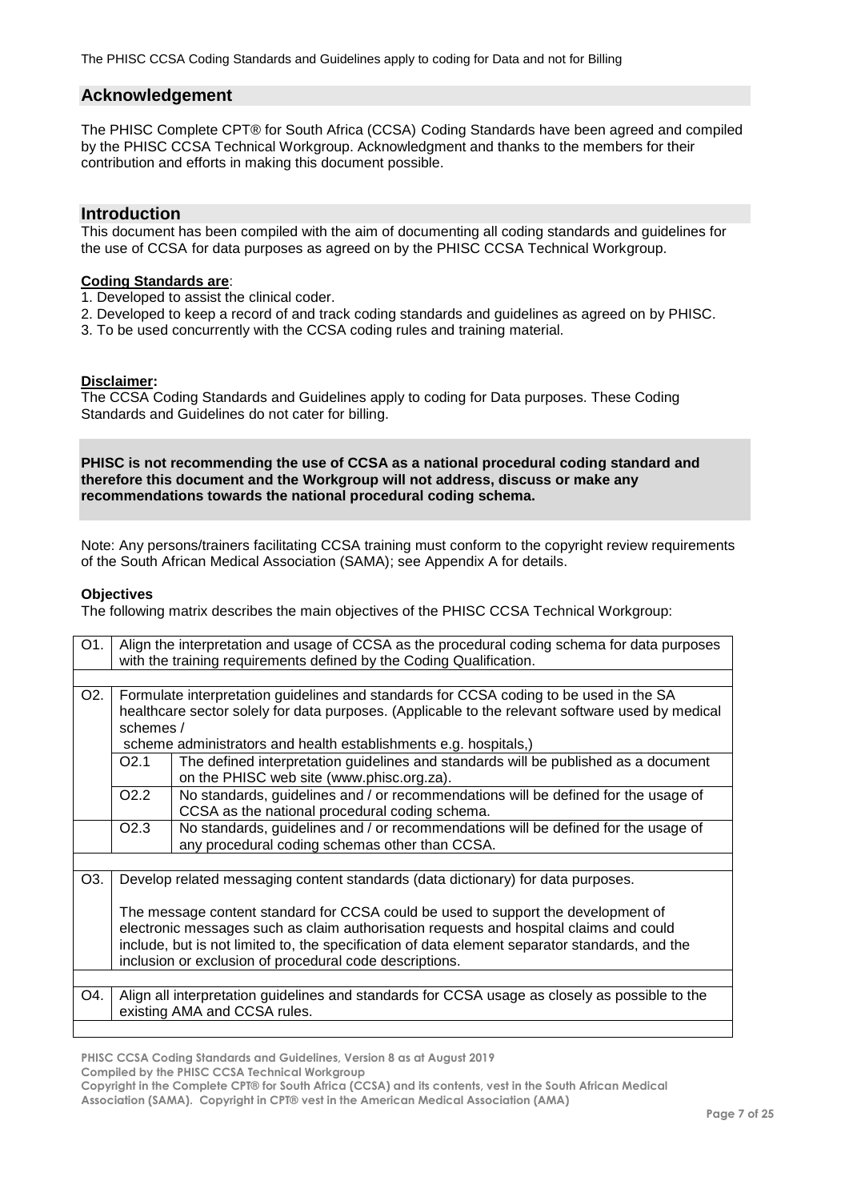## Acknowledgement

The PHISC Complete CPT® for South Africa (CCSA) Coding Standards have been agreed and compiled by the PHISC CCSA Technical Workgroup. Acknowledgment and thanks to the members for their contribution and efforts in making this document possible.

## Introduction

This document has been compiled with the aim of documenting all coding standards and guidelines for the use of CCSA for data purposes as agreed on by the PHISC CCSA Technical Workgroup.

**Coding Standards are**:

1. Developed to assist the clinical coder.
2. Developed to keep a record of and track coding standards and guidelines as agreed on by PHISC.
3. To be used concurrently with the CCSA coding rules and training material.

**Disclaimer:**

The CCSA Coding Standards and Guidelines apply to coding for Data purposes. These Coding Standards and Guidelines do not cater for billing.

**PHISC is not recommending the use of CCSA as a national procedural coding standard and therefore this document and the Workgroup will not address, discuss or make any recommendations towards the national procedural coding schema.**

Note: Any persons/trainers facilitating CCSA training must conform to the copyright review requirements of the South African Medical Association (SAMA); see Appendix A for details.

**Objectives**

The following matrix describes the main objectives of the PHISC CCSA Technical Workgroup:

| | | |
|---|---|---|
| O1. | Align the interpretation and usage of CCSA as the procedural coding schema for data purposes with the training requirements defined by the Coding Qualification. | |
| O2. | Formulate interpretation guidelines and standards for CCSA coding to be used in the SA healthcare sector solely for data purposes. (Applicable to the relevant software used by medical schemes / scheme administrators and health establishments e.g. hospitals,) | |
| | O2.1 | The defined interpretation guidelines and standards will be published as a document on the PHISC web site (www.phisc.org.za). |
| | O2.2 | No standards, guidelines and / or recommendations will be defined for the usage of CCSA as the national procedural coding schema. |
| | O2.3 | No standards, guidelines and / or recommendations will be defined for the usage of any procedural coding schemas other than CCSA. |
| O3. | Develop related messaging content standards (data dictionary) for data purposes.<br><br>The message content standard for CCSA could be used to support the development of electronic messages such as claim authorisation requests and hospital claims and could include, but is not limited to, the specification of data element separator standards, and the inclusion or exclusion of procedural code descriptions. | |
| O4. | Align all interpretation guidelines and standards for CCSA usage as closely as possible to the existing AMA and CCSA rules. | |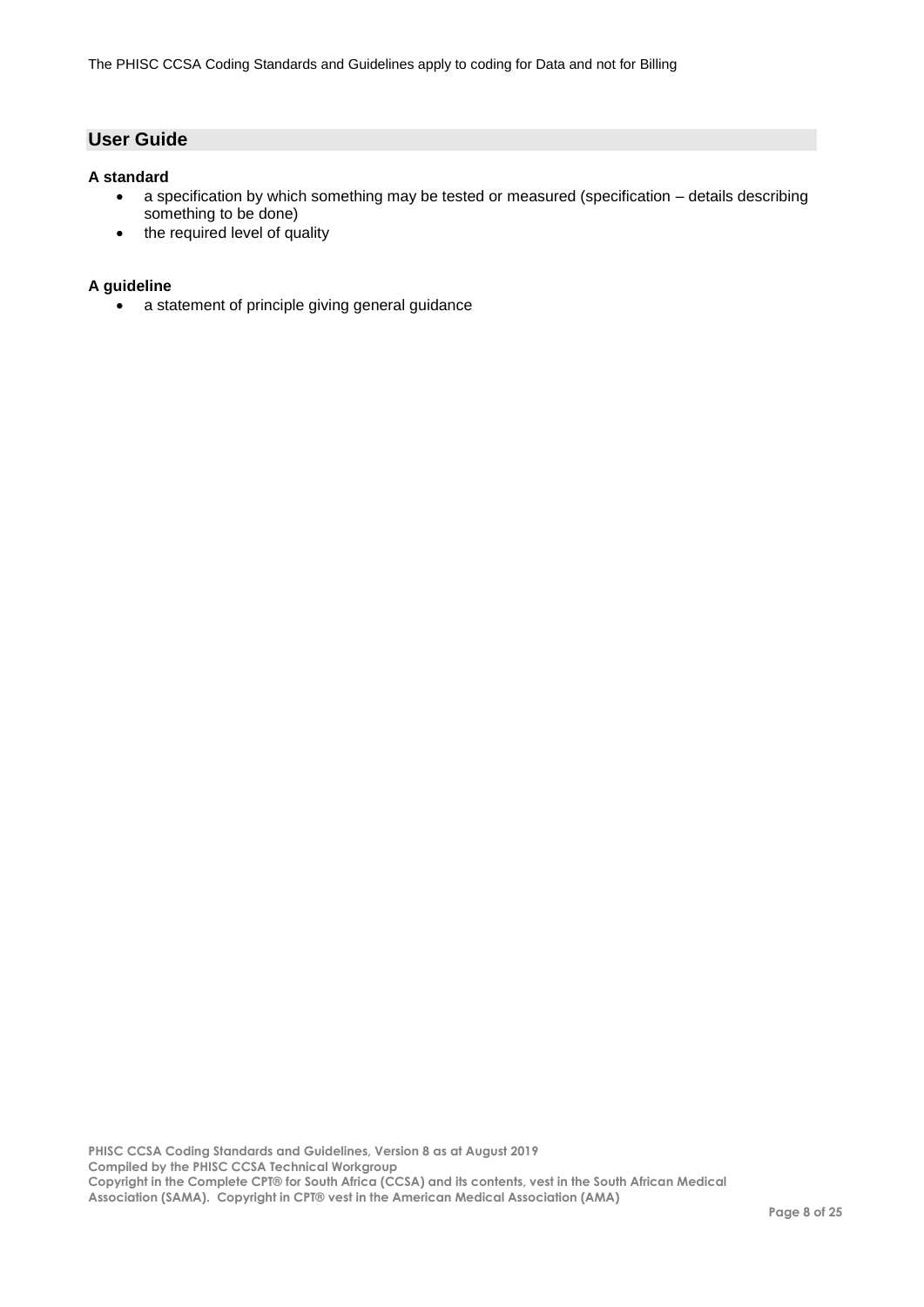## User Guide

**A standard**

- a specification by which something may be tested or measured (specification – details describing something to be done)
- the required level of quality

**A guideline**

- a statement of principle giving general guidance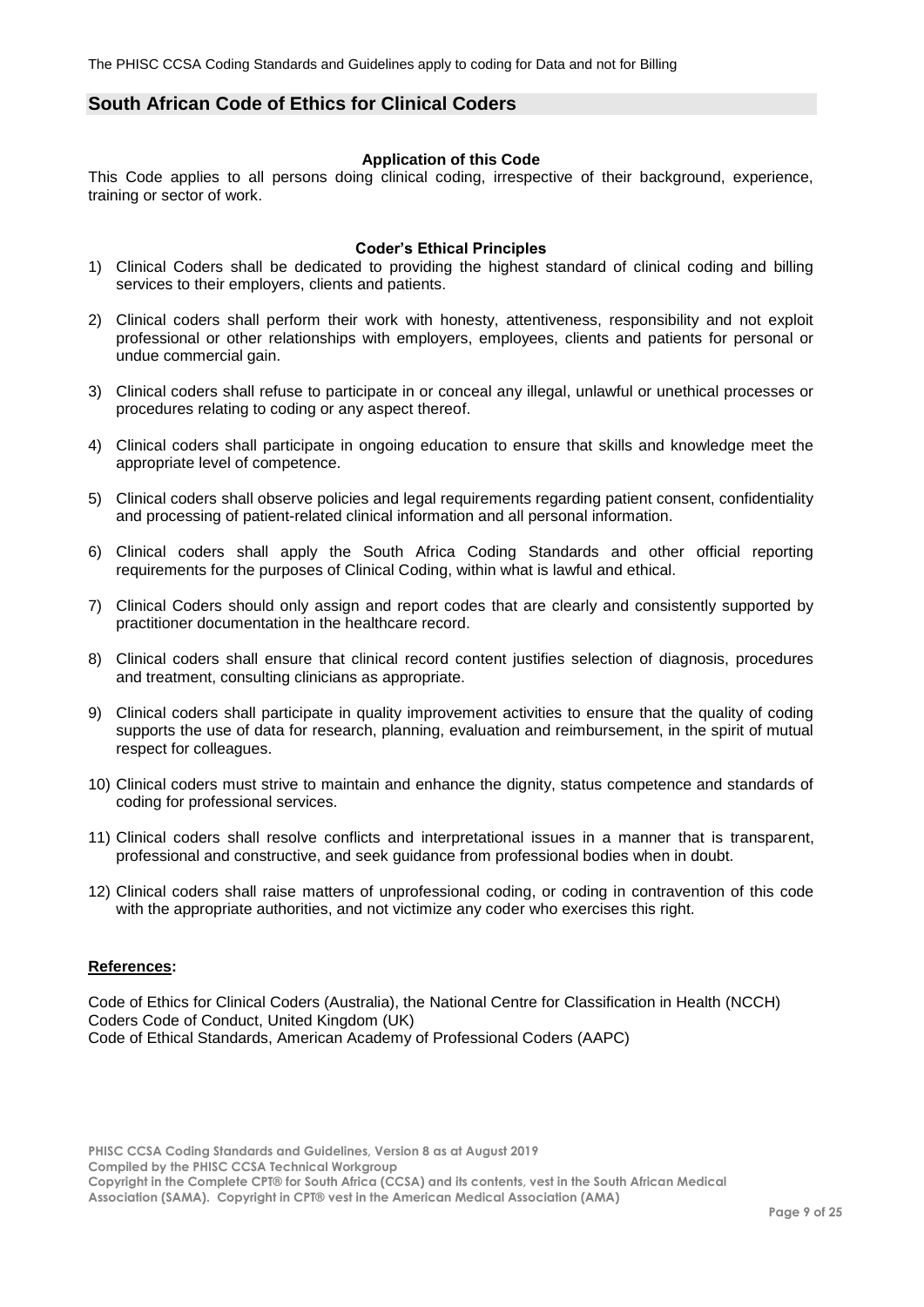## South African Code of Ethics for Clinical Coders

**Application of this Code**

This Code applies to all persons doing clinical coding, irrespective of their background, experience, training or sector of work.

**Coder's Ethical Principles**

1) Clinical Coders shall be dedicated to providing the highest standard of clinical coding and billing services to their employers, clients and patients.
2) Clinical coders shall perform their work with honesty, attentiveness, responsibility and not exploit professional or other relationships with employers, employees, clients and patients for personal or undue commercial gain.
3) Clinical coders shall refuse to participate in or conceal any illegal, unlawful or unethical processes or procedures relating to coding or any aspect thereof.
4) Clinical coders shall participate in ongoing education to ensure that skills and knowledge meet the appropriate level of competence.
5) Clinical coders shall observe policies and legal requirements regarding patient consent, confidentiality and processing of patient-related clinical information and all personal information.
6) Clinical coders shall apply the South Africa Coding Standards and other official reporting requirements for the purposes of Clinical Coding, within what is lawful and ethical.
7) Clinical Coders should only assign and report codes that are clearly and consistently supported by practitioner documentation in the healthcare record.
8) Clinical coders shall ensure that clinical record content justifies selection of diagnosis, procedures and treatment, consulting clinicians as appropriate.
9) Clinical coders shall participate in quality improvement activities to ensure that the quality of coding supports the use of data for research, planning, evaluation and reimbursement, in the spirit of mutual respect for colleagues.
10) Clinical coders must strive to maintain and enhance the dignity, status competence and standards of coding for professional services.
11) Clinical coders shall resolve conflicts and interpretational issues in a manner that is transparent, professional and constructive, and seek guidance from professional bodies when in doubt.
12) Clinical coders shall raise matters of unprofessional coding, or coding in contravention of this code with the appropriate authorities, and not victimize any coder who exercises this right.

**References:**

Code of Ethics for Clinical Coders (Australia), the National Centre for Classification in Health (NCCH)
Coders Code of Conduct, United Kingdom (UK)
Code of Ethical Standards, American Academy of Professional Coders (AAPC)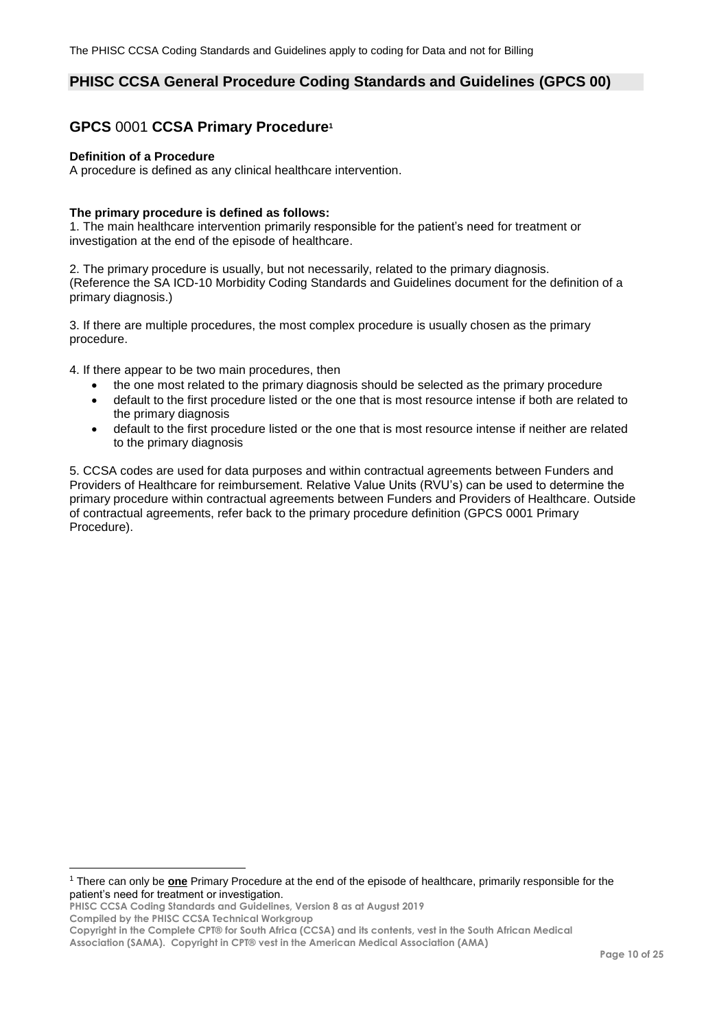## PHISC CCSA General Procedure Coding Standards and Guidelines (GPCS 00)

### GPCS 0001 CCSA Primary Procedure[1]

**Definition of a Procedure**
A procedure is defined as any clinical healthcare intervention.

**The primary procedure is defined as follows:**
1. The main healthcare intervention primarily responsible for the patient's need for treatment or investigation at the end of the episode of healthcare.

2. The primary procedure is usually, but not necessarily, related to the primary diagnosis. (Reference the SA ICD-10 Morbidity Coding Standards and Guidelines document for the definition of a primary diagnosis.)

3. If there are multiple procedures, the most complex procedure is usually chosen as the primary procedure.

4. If there appear to be two main procedures, then

- the one most related to the primary diagnosis should be selected as the primary procedure
- default to the first procedure listed or the one that is most resource intense if both are related to the primary diagnosis
- default to the first procedure listed or the one that is most resource intense if neither are related to the primary diagnosis

5. CCSA codes are used for data purposes and within contractual agreements between Funders and Providers of Healthcare for reimbursement. Relative Value Units (RVU's) can be used to determine the primary procedure within contractual agreements between Funders and Providers of Healthcare. Outside of contractual agreements, refer back to the primary procedure definition (GPCS 0001 Primary Procedure).

---

[1] There can only be **<u>one</u>** Primary Procedure at the end of the episode of healthcare, primarily responsible for the patient's need for treatment or investigation.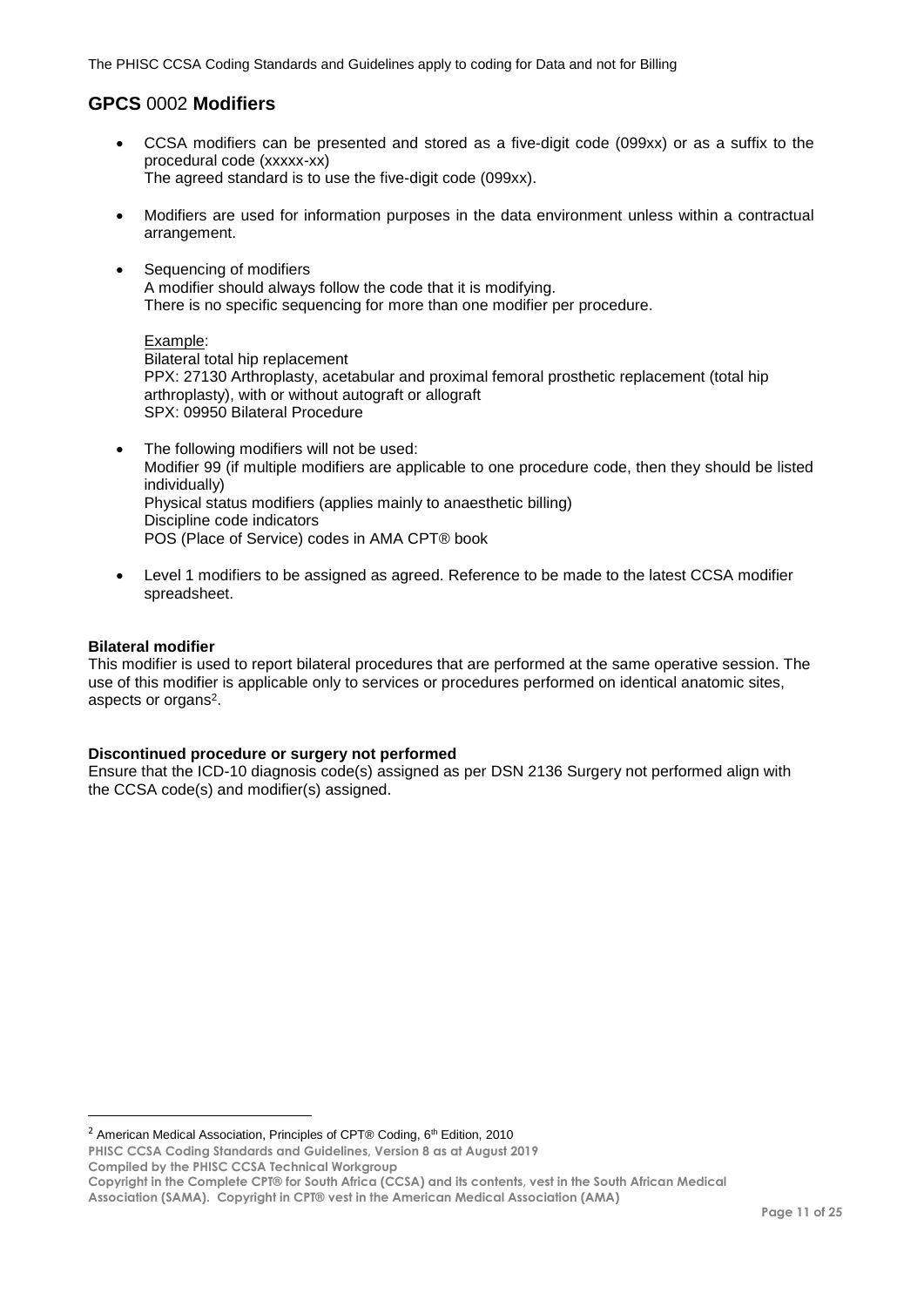## **GPCS** 0002 **Modifiers**

- CCSA modifiers can be presented and stored as a five-digit code (099xx) or as a suffix to the procedural code (xxxxx-xx)
  The agreed standard is to use the five-digit code (099xx).
- Modifiers are used for information purposes in the data environment unless within a contractual arrangement.
- Sequencing of modifiers
  A modifier should always follow the code that it is modifying.
  There is no specific sequencing for more than one modifier per procedure.

  Example:
  Bilateral total hip replacement
  PPX: 27130 Arthroplasty, acetabular and proximal femoral prosthetic replacement (total hip arthroplasty), with or without autograft or allograft
  SPX: 09950 Bilateral Procedure
- The following modifiers will not be used:
  Modifier 99 (if multiple modifiers are applicable to one procedure code, then they should be listed individually)
  Physical status modifiers (applies mainly to anaesthetic billing)
  Discipline code indicators
  POS (Place of Service) codes in AMA CPT® book
- Level 1 modifiers to be assigned as agreed. Reference to be made to the latest CCSA modifier spreadsheet.

**Bilateral modifier**

This modifier is used to report bilateral procedures that are performed at the same operative session. The use of this modifier is applicable only to services or procedures performed on identical anatomic sites, aspects or organs[2].

**Discontinued procedure or surgery not performed**

Ensure that the ICD-10 diagnosis code(s) assigned as per DSN 2136 Surgery not performed align with the CCSA code(s) and modifier(s) assigned.

[2] American Medical Association, Principles of CPT® Coding, 6th Edition, 2010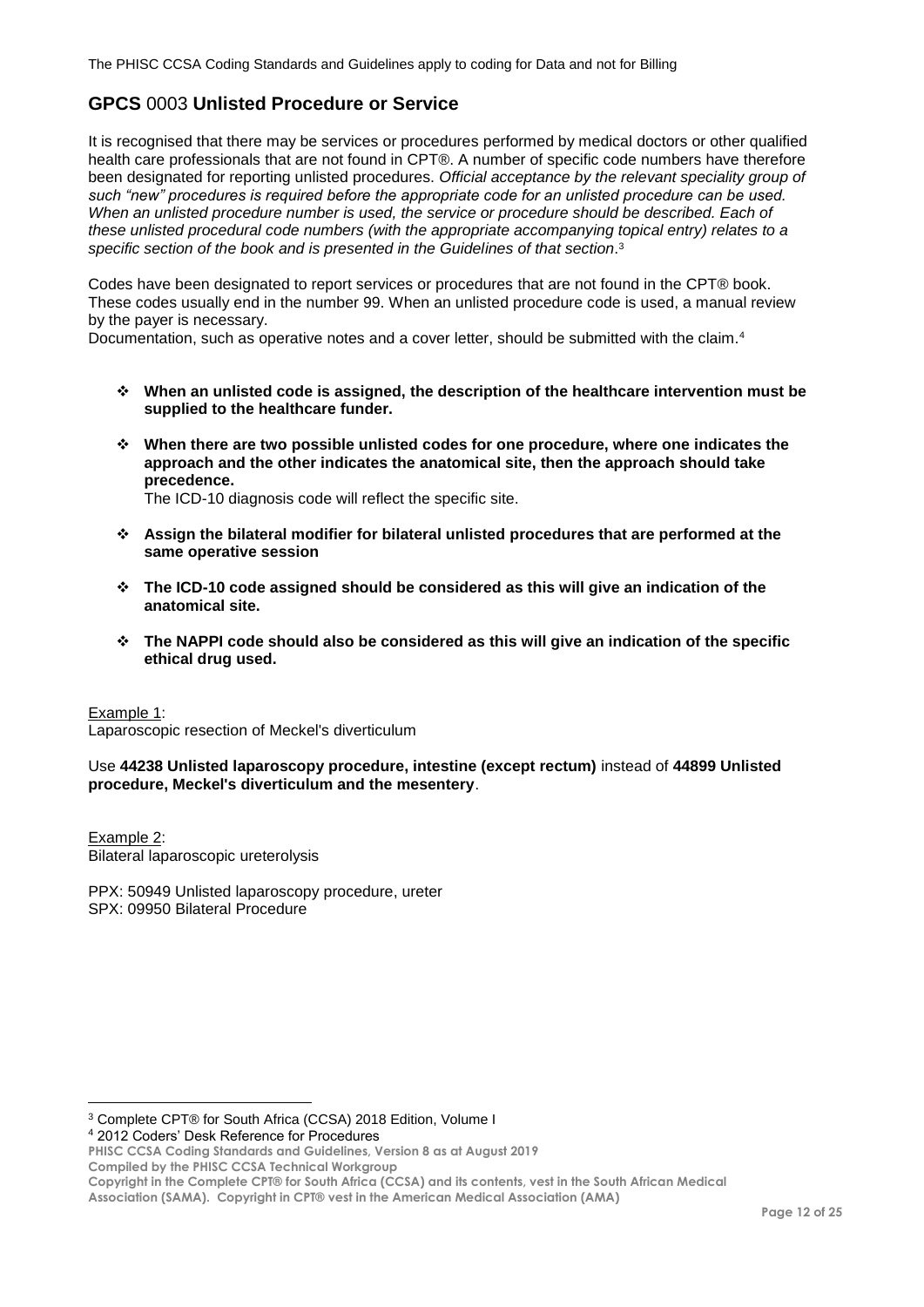## **GPCS** 0003 **Unlisted Procedure or Service**

It is recognised that there may be services or procedures performed by medical doctors or other qualified health care professionals that are not found in CPT®. A number of specific code numbers have therefore been designated for reporting unlisted procedures. *Official acceptance by the relevant speciality group of such "new" procedures is required before the appropriate code for an unlisted procedure can be used. When an unlisted procedure number is used, the service or procedure should be described. Each of these unlisted procedural code numbers (with the appropriate accompanying topical entry) relates to a specific section of the book and is presented in the Guidelines of that section*.[3]

Codes have been designated to report services or procedures that are not found in the CPT® book. These codes usually end in the number 99. When an unlisted procedure code is used, a manual review by the payer is necessary.
Documentation, such as operative notes and a cover letter, should be submitted with the claim.[4]

- **When an unlisted code is assigned, the description of the healthcare intervention must be supplied to the healthcare funder.**
- **When there are two possible unlisted codes for one procedure, where one indicates the approach and the other indicates the anatomical site, then the approach should take precedence.**
  The ICD-10 diagnosis code will reflect the specific site.
- **Assign the bilateral modifier for bilateral unlisted procedures that are performed at the same operative session**
- **The ICD-10 code assigned should be considered as this will give an indication of the anatomical site.**
- **The NAPPI code should also be considered as this will give an indication of the specific ethical drug used.**

<u>Example 1</u>:
Laparoscopic resection of Meckel's diverticulum

Use **44238 Unlisted laparoscopy procedure, intestine (except rectum)** instead of **44899 Unlisted procedure, Meckel's diverticulum and the mesentery**.

<u>Example 2</u>:
Bilateral laparoscopic ureterolysis

PPX: 50949 Unlisted laparoscopy procedure, ureter
SPX: 09950 Bilateral Procedure

---

[3] Complete CPT® for South Africa (CCSA) 2018 Edition, Volume I
[4] 2012 Coders' Desk Reference for Procedures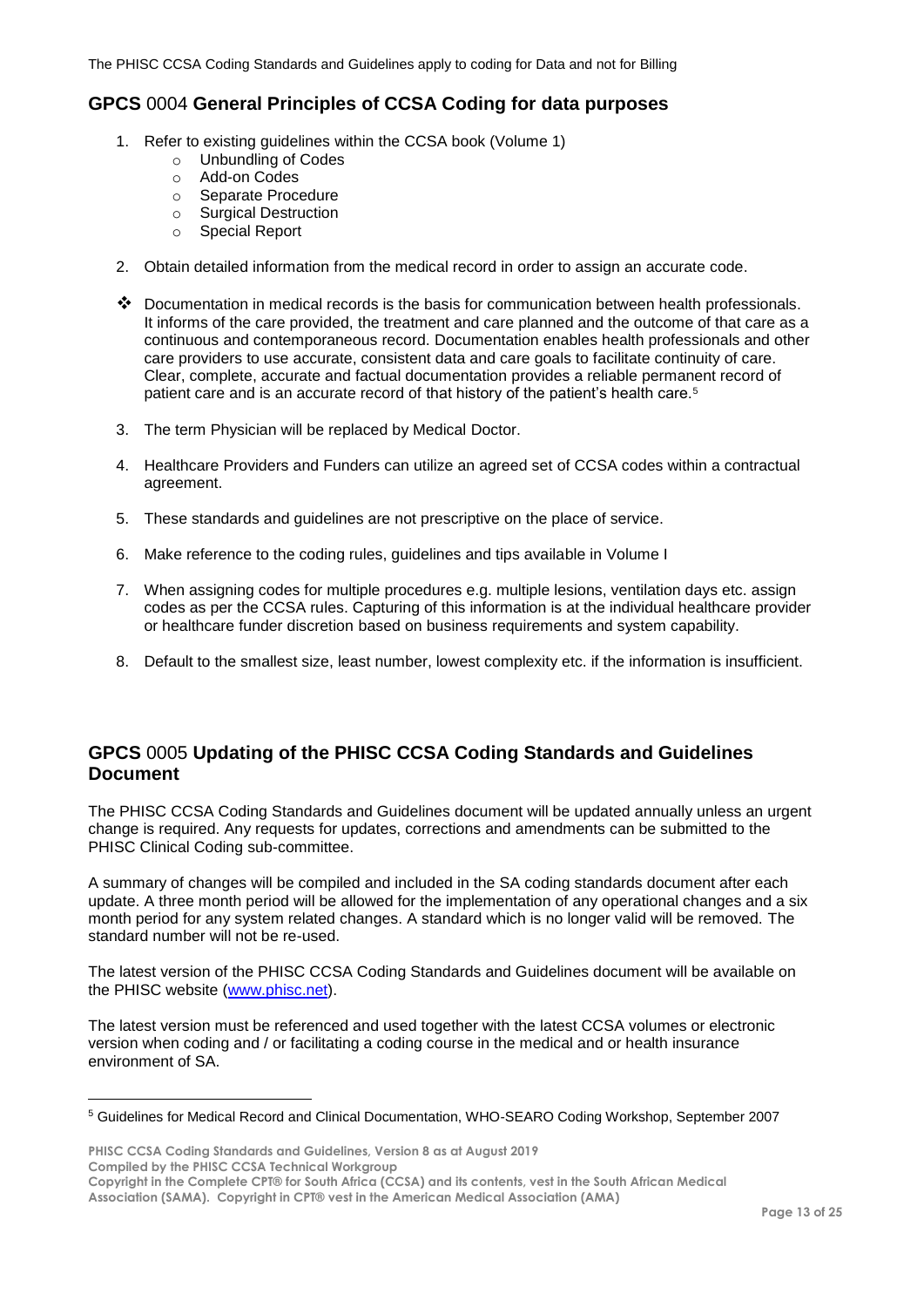## GPCS 0004 General Principles of CCSA Coding for data purposes

1. Refer to existing guidelines within the CCSA book (Volume 1)
    - Unbundling of Codes
    - Add-on Codes
    - Separate Procedure
    - Surgical Destruction
    - Special Report

2. Obtain detailed information from the medical record in order to assign an accurate code.

❖ Documentation in medical records is the basis for communication between health professionals. It informs of the care provided, the treatment and care planned and the outcome of that care as a continuous and contemporaneous record. Documentation enables health professionals and other care providers to use accurate, consistent data and care goals to facilitate continuity of care. Clear, complete, accurate and factual documentation provides a reliable permanent record of patient care and is an accurate record of that history of the patient's health care.[5]

3. The term Physician will be replaced by Medical Doctor.

4. Healthcare Providers and Funders can utilize an agreed set of CCSA codes within a contractual agreement.

5. These standards and guidelines are not prescriptive on the place of service.

6. Make reference to the coding rules, guidelines and tips available in Volume I

7. When assigning codes for multiple procedures e.g. multiple lesions, ventilation days etc. assign codes as per the CCSA rules. Capturing of this information is at the individual healthcare provider or healthcare funder discretion based on business requirements and system capability.

8. Default to the smallest size, least number, lowest complexity etc. if the information is insufficient.

## GPCS 0005 Updating of the PHISC CCSA Coding Standards and Guidelines Document

The PHISC CCSA Coding Standards and Guidelines document will be updated annually unless an urgent change is required. Any requests for updates, corrections and amendments can be submitted to the PHISC Clinical Coding sub-committee.

A summary of changes will be compiled and included in the SA coding standards document after each update. A three month period will be allowed for the implementation of any operational changes and a six month period for any system related changes. A standard which is no longer valid will be removed. The standard number will not be re-used.

The latest version of the PHISC CCSA Coding Standards and Guidelines document will be available on the PHISC website (www.phisc.net).

The latest version must be referenced and used together with the latest CCSA volumes or electronic version when coding and / or facilitating a coding course in the medical and or health insurance environment of SA.

[5] Guidelines for Medical Record and Clinical Documentation, WHO-SEARO Coding Workshop, September 2007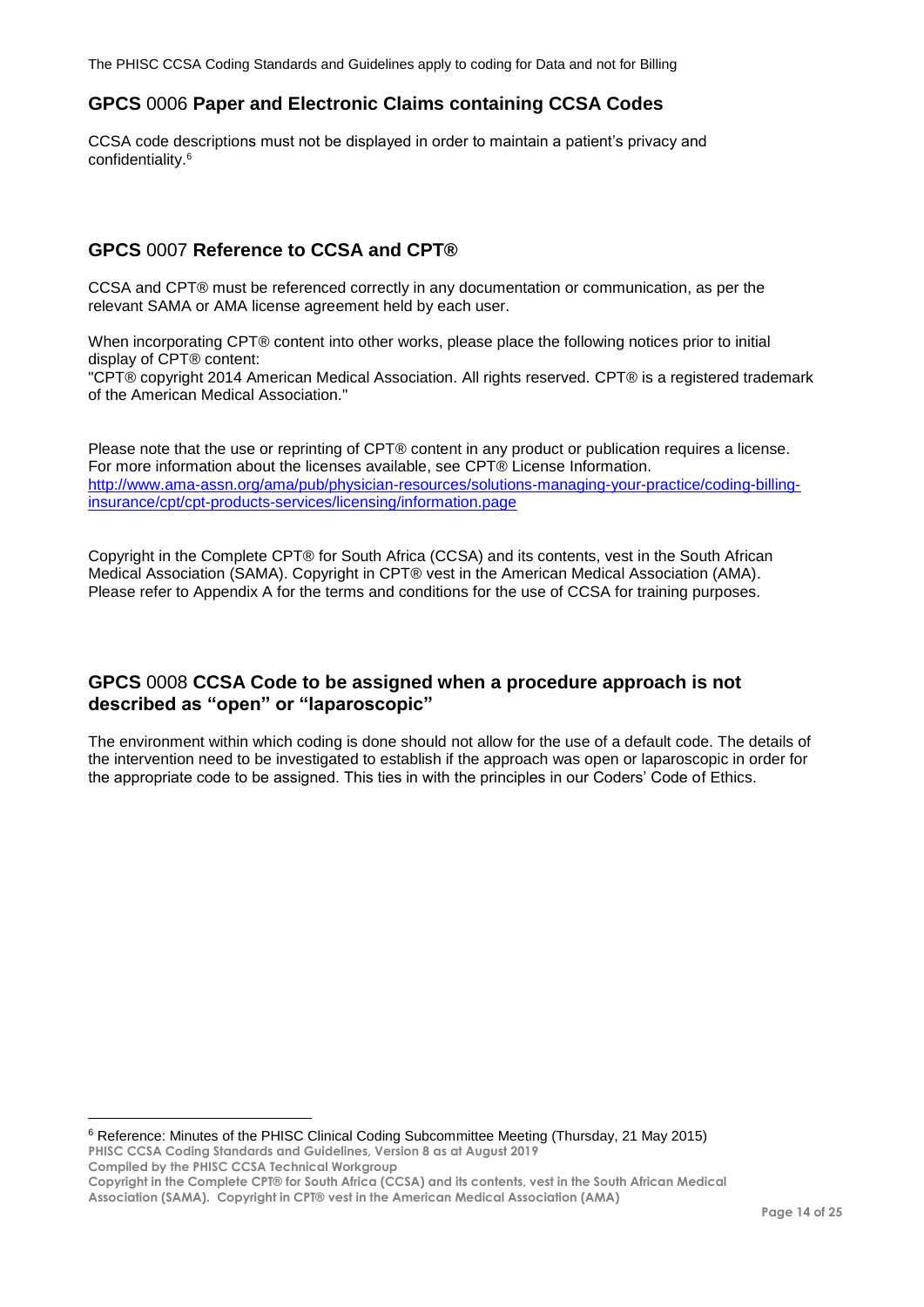## **GPCS** 0006 **Paper and Electronic Claims containing CCSA Codes**

CCSA code descriptions must not be displayed in order to maintain a patient's privacy and confidentiality.[6]

## **GPCS** 0007 **Reference to CCSA and CPT®**

CCSA and CPT® must be referenced correctly in any documentation or communication, as per the relevant SAMA or AMA license agreement held by each user.

When incorporating CPT® content into other works, please place the following notices prior to initial display of CPT® content:
"CPT® copyright 2014 American Medical Association. All rights reserved. CPT® is a registered trademark of the American Medical Association."

Please note that the use or reprinting of CPT® content in any product or publication requires a license. For more information about the licenses available, see CPT® License Information.
http://www.ama-assn.org/ama/pub/physician-resources/solutions-managing-your-practice/coding-billing-insurance/cpt/cpt-products-services/licensing/information.page

Copyright in the Complete CPT® for South Africa (CCSA) and its contents, vest in the South African Medical Association (SAMA). Copyright in CPT® vest in the American Medical Association (AMA). Please refer to Appendix A for the terms and conditions for the use of CCSA for training purposes.

## **GPCS** 0008 **CCSA Code to be assigned when a procedure approach is not described as "open" or "laparoscopic"**

The environment within which coding is done should not allow for the use of a default code. The details of the intervention need to be investigated to establish if the approach was open or laparoscopic in order for the appropriate code to be assigned. This ties in with the principles in our Coders' Code of Ethics.

---

[6] Reference: Minutes of the PHISC Clinical Coding Subcommittee Meeting (Thursday, 21 May 2015)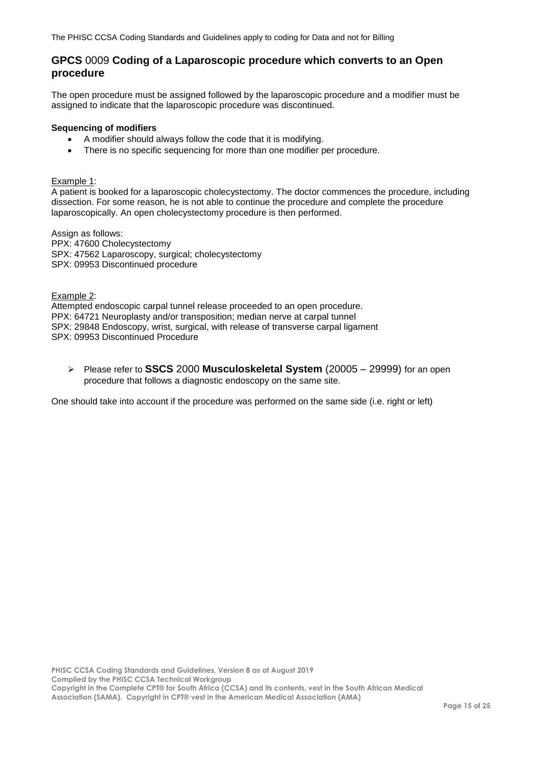## GPCS 0009 Coding of a Laparoscopic procedure which converts to an Open procedure

The open procedure must be assigned followed by the laparoscopic procedure and a modifier must be assigned to indicate that the laparoscopic procedure was discontinued.

**Sequencing of modifiers**

- A modifier should always follow the code that it is modifying.
- There is no specific sequencing for more than one modifier per procedure.

Example 1:

A patient is booked for a laparoscopic cholecystectomy. The doctor commences the procedure, including dissection. For some reason, he is not able to continue the procedure and complete the procedure laparoscopically. An open cholecystectomy procedure is then performed.

Assign as follows:
PPX: 47600 Cholecystectomy
SPX: 47562 Laparoscopy, surgical; cholecystectomy
SPX: 09953 Discontinued procedure

Example 2:

Attempted endoscopic carpal tunnel release proceeded to an open procedure.
PPX: 64721 Neuroplasty and/or transposition; median nerve at carpal tunnel
SPX: 29848 Endoscopy, wrist, surgical, with release of transverse carpal ligament
SPX: 09953 Discontinued Procedure

- Please refer to **SSCS** 2000 **Musculoskeletal System** (20005 – 29999) for an open procedure that follows a diagnostic endoscopy on the same site.

One should take into account if the procedure was performed on the same side (i.e. right or left)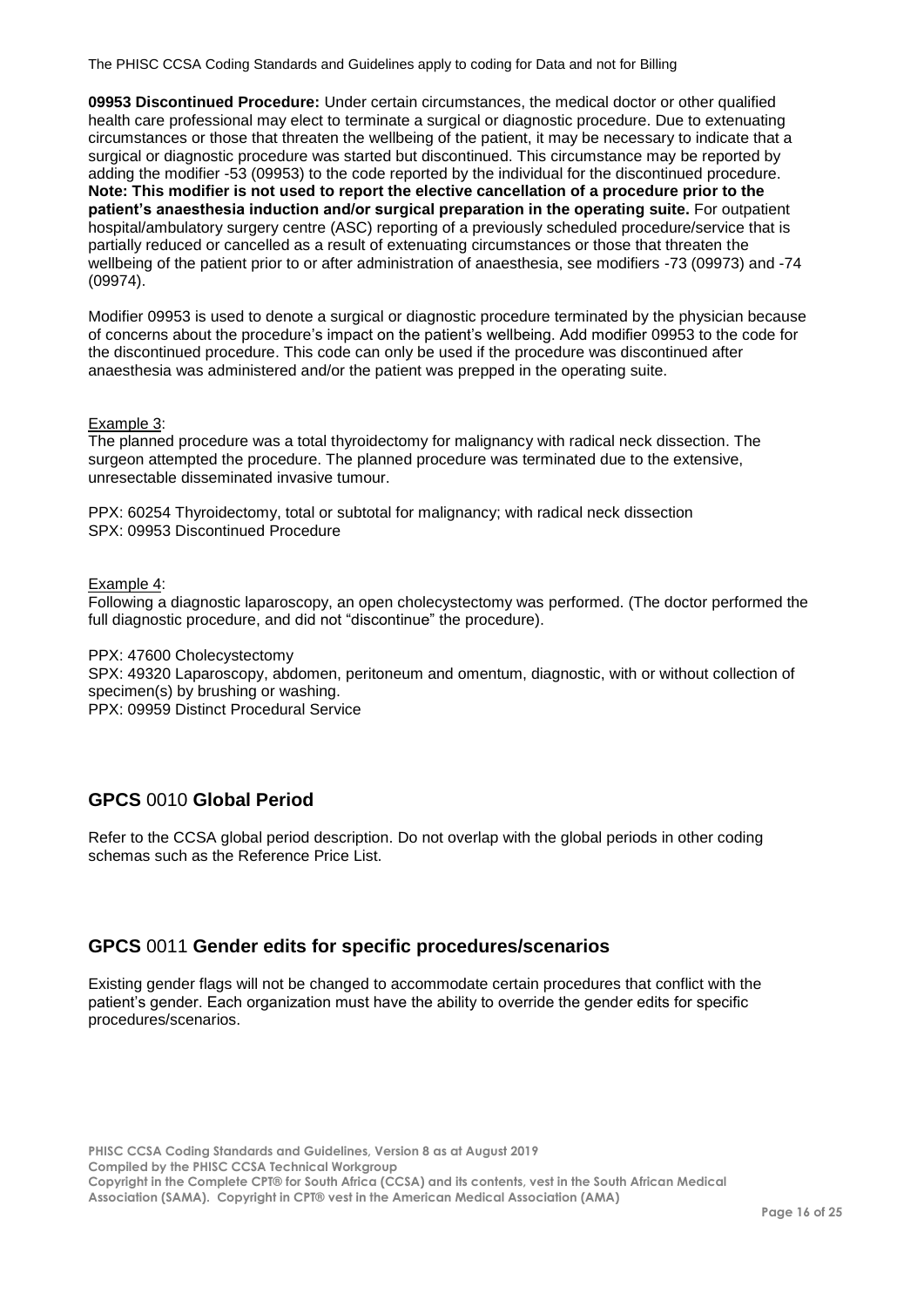**09953 Discontinued Procedure:** Under certain circumstances, the medical doctor or other qualified health care professional may elect to terminate a surgical or diagnostic procedure. Due to extenuating circumstances or those that threaten the wellbeing of the patient, it may be necessary to indicate that a surgical or diagnostic procedure was started but discontinued. This circumstance may be reported by adding the modifier -53 (09953) to the code reported by the individual for the discontinued procedure. **Note: This modifier is not used to report the elective cancellation of a procedure prior to the patient's anaesthesia induction and/or surgical preparation in the operating suite.** For outpatient hospital/ambulatory surgery centre (ASC) reporting of a previously scheduled procedure/service that is partially reduced or cancelled as a result of extenuating circumstances or those that threaten the wellbeing of the patient prior to or after administration of anaesthesia, see modifiers -73 (09973) and -74 (09974).

Modifier 09953 is used to denote a surgical or diagnostic procedure terminated by the physician because of concerns about the procedure's impact on the patient's wellbeing. Add modifier 09953 to the code for the discontinued procedure. This code can only be used if the procedure was discontinued after anaesthesia was administered and/or the patient was prepped in the operating suite.

Example 3:
The planned procedure was a total thyroidectomy for malignancy with radical neck dissection. The surgeon attempted the procedure. The planned procedure was terminated due to the extensive, unresectable disseminated invasive tumour.

PPX: 60254 Thyroidectomy, total or subtotal for malignancy; with radical neck dissection
SPX: 09953 Discontinued Procedure

Example 4:
Following a diagnostic laparoscopy, an open cholecystectomy was performed. (The doctor performed the full diagnostic procedure, and did not "discontinue" the procedure).

PPX: 47600 Cholecystectomy
SPX: 49320 Laparoscopy, abdomen, peritoneum and omentum, diagnostic, with or without collection of specimen(s) by brushing or washing.
PPX: 09959 Distinct Procedural Service

## GPCS 0010 Global Period

Refer to the CCSA global period description. Do not overlap with the global periods in other coding schemas such as the Reference Price List.

## GPCS 0011 Gender edits for specific procedures/scenarios

Existing gender flags will not be changed to accommodate certain procedures that conflict with the patient's gender. Each organization must have the ability to override the gender edits for specific procedures/scenarios.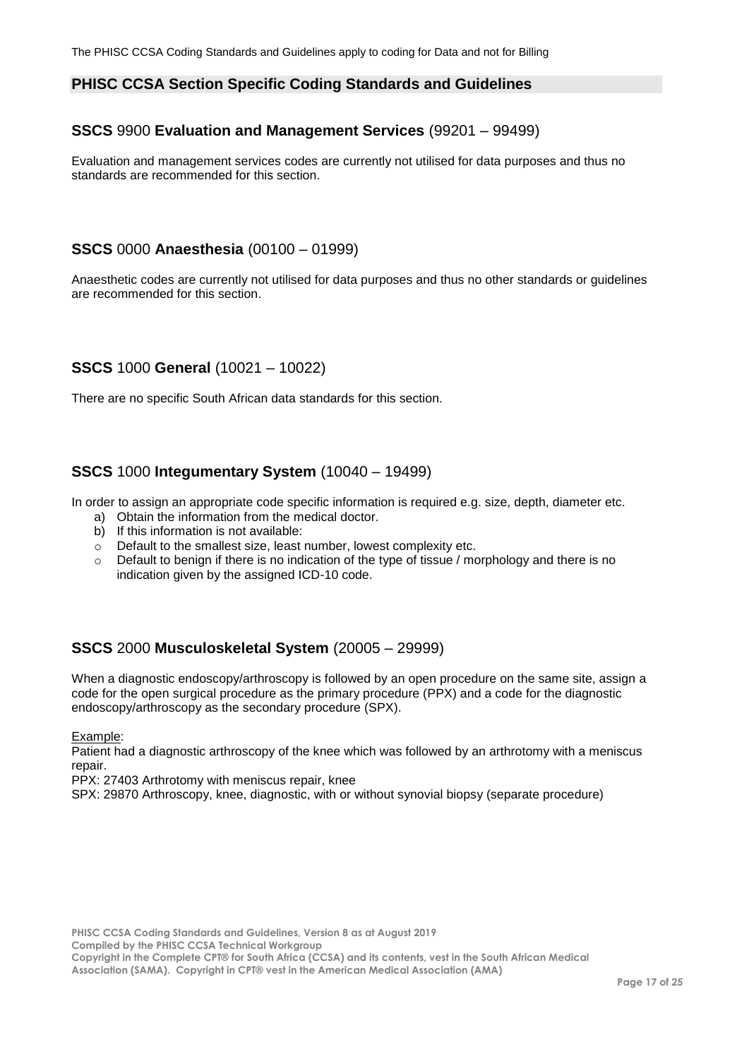## PHISC CCSA Section Specific Coding Standards and Guidelines

### **SSCS** 9900 **Evaluation and Management Services** (99201 – 99499)

Evaluation and management services codes are currently not utilised for data purposes and thus no standards are recommended for this section.

### **SSCS** 0000 **Anaesthesia** (00100 – 01999)

Anaesthetic codes are currently not utilised for data purposes and thus no other standards or guidelines are recommended for this section.

### **SSCS** 1000 **General** (10021 – 10022)

There are no specific South African data standards for this section.

### **SSCS** 1000 **Integumentary System** (10040 – 19499)

In order to assign an appropriate code specific information is required e.g. size, depth, diameter etc.

a) Obtain the information from the medical doctor.
b) If this information is not available:
   - Default to the smallest size, least number, lowest complexity etc.
   - Default to benign if there is no indication of the type of tissue / morphology and there is no indication given by the assigned ICD-10 code.

### **SSCS** 2000 **Musculoskeletal System** (20005 – 29999)

When a diagnostic endoscopy/arthroscopy is followed by an open procedure on the same site, assign a code for the open surgical procedure as the primary procedure (PPX) and a code for the diagnostic endoscopy/arthroscopy as the secondary procedure (SPX).

Example:

Patient had a diagnostic arthroscopy of the knee which was followed by an arthrotomy with a meniscus repair.

PPX: 27403 Arthrotomy with meniscus repair, knee

SPX: 29870 Arthroscopy, knee, diagnostic, with or without synovial biopsy (separate procedure)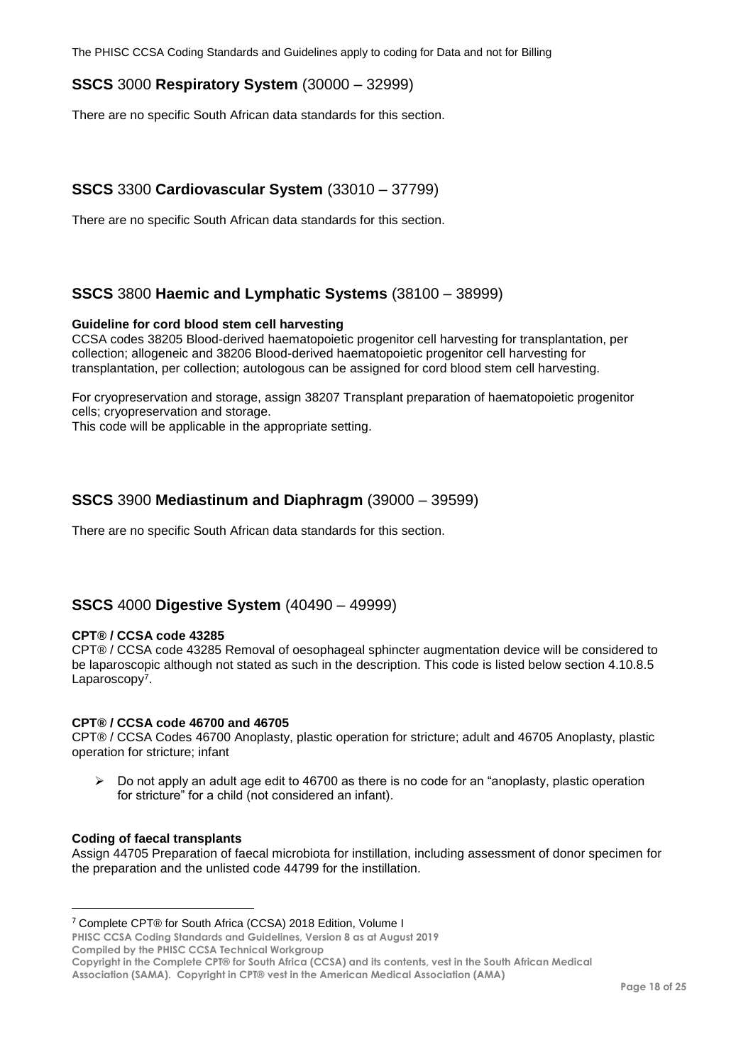## SSCS 3000 Respiratory System (30000 – 32999)

There are no specific South African data standards for this section.

## SSCS 3300 Cardiovascular System (33010 – 37799)

There are no specific South African data standards for this section.

## SSCS 3800 Haemic and Lymphatic Systems (38100 – 38999)

**Guideline for cord blood stem cell harvesting**

CCSA codes 38205 Blood-derived haematopoietic progenitor cell harvesting for transplantation, per collection; allogeneic and 38206 Blood-derived haematopoietic progenitor cell harvesting for transplantation, per collection; autologous can be assigned for cord blood stem cell harvesting.

For cryopreservation and storage, assign 38207 Transplant preparation of haematopoietic progenitor cells; cryopreservation and storage.
This code will be applicable in the appropriate setting.

## SSCS 3900 Mediastinum and Diaphragm (39000 – 39599)

There are no specific South African data standards for this section.

## SSCS 4000 Digestive System (40490 – 49999)

**CPT® / CCSA code 43285**

CPT® / CCSA code 43285 Removal of oesophageal sphincter augmentation device will be considered to be laparoscopic although not stated as such in the description. This code is listed below section 4.10.8.5 Laparoscopy[7].

**CPT® / CCSA code 46700 and 46705**

CPT® / CCSA Codes 46700 Anoplasty, plastic operation for stricture; adult and 46705 Anoplasty, plastic operation for stricture; infant

- Do not apply an adult age edit to 46700 as there is no code for an "anoplasty, plastic operation for stricture" for a child (not considered an infant).

**Coding of faecal transplants**

Assign 44705 Preparation of faecal microbiota for instillation, including assessment of donor specimen for the preparation and the unlisted code 44799 for the instillation.

---

[7] Complete CPT® for South Africa (CCSA) 2018 Edition, Volume I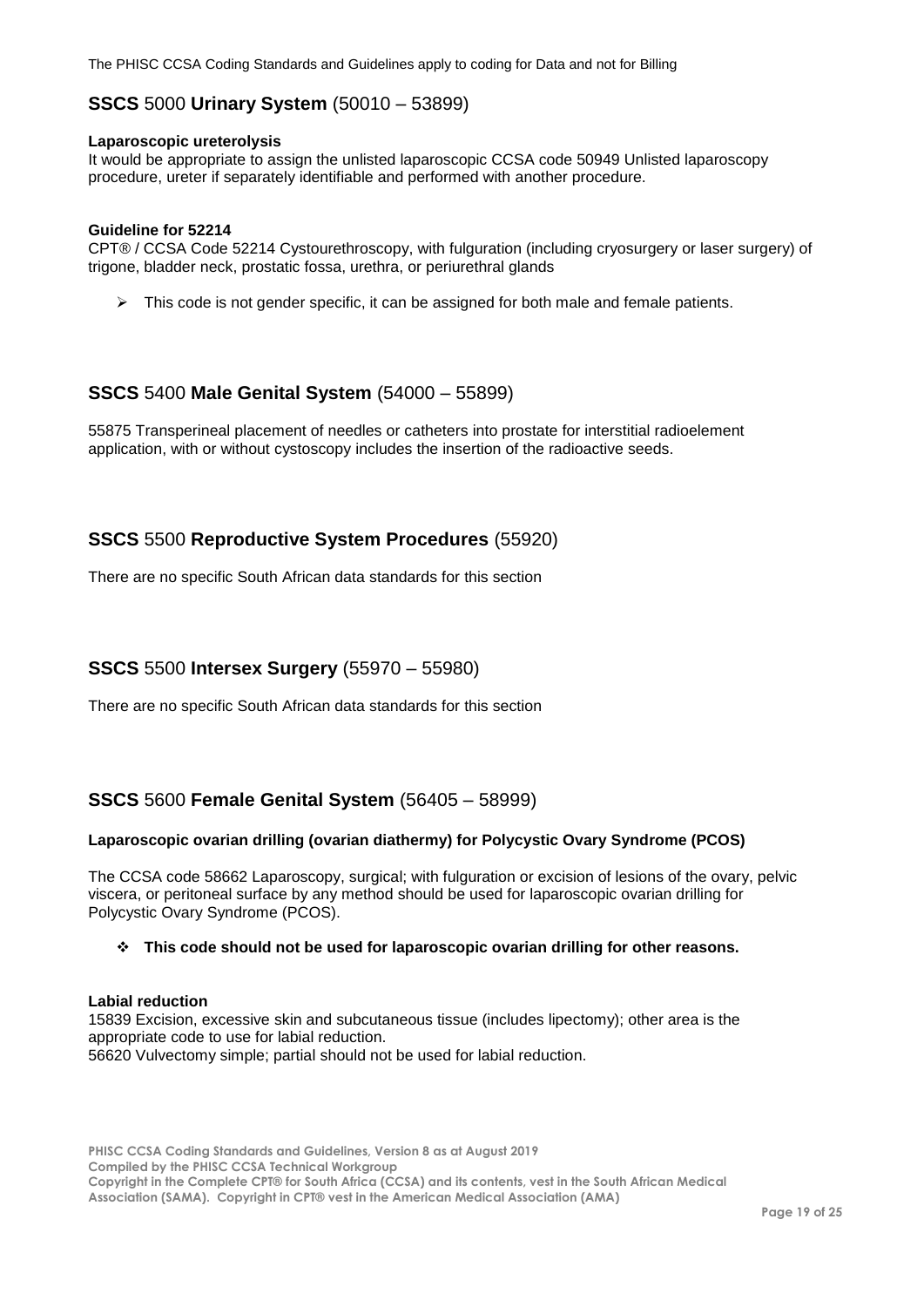## **SSCS** 5000 **Urinary System** (50010 – 53899)

**Laparoscopic ureterolysis**

It would be appropriate to assign the unlisted laparoscopic CCSA code 50949 Unlisted laparoscopy procedure, ureter if separately identifiable and performed with another procedure.

**Guideline for 52214**

CPT® / CCSA Code 52214 Cystourethroscopy, with fulguration (including cryosurgery or laser surgery) of trigone, bladder neck, prostatic fossa, urethra, or periurethral glands

- This code is not gender specific, it can be assigned for both male and female patients.

## **SSCS** 5400 **Male Genital System** (54000 – 55899)

55875 Transperineal placement of needles or catheters into prostate for interstitial radioelement application, with or without cystoscopy includes the insertion of the radioactive seeds.

## **SSCS** 5500 **Reproductive System Procedures** (55920)

There are no specific South African data standards for this section

## **SSCS** 5500 **Intersex Surgery** (55970 – 55980)

There are no specific South African data standards for this section

## **SSCS** 5600 **Female Genital System** (56405 – 58999)

**Laparoscopic ovarian drilling (ovarian diathermy) for Polycystic Ovary Syndrome (PCOS)**

The CCSA code 58662 Laparoscopy, surgical; with fulguration or excision of lesions of the ovary, pelvic viscera, or peritoneal surface by any method should be used for laparoscopic ovarian drilling for Polycystic Ovary Syndrome (PCOS).

- **This code should not be used for laparoscopic ovarian drilling for other reasons.**

**Labial reduction**

15839 Excision, excessive skin and subcutaneous tissue (includes lipectomy); other area is the appropriate code to use for labial reduction.
56620 Vulvectomy simple; partial should not be used for labial reduction.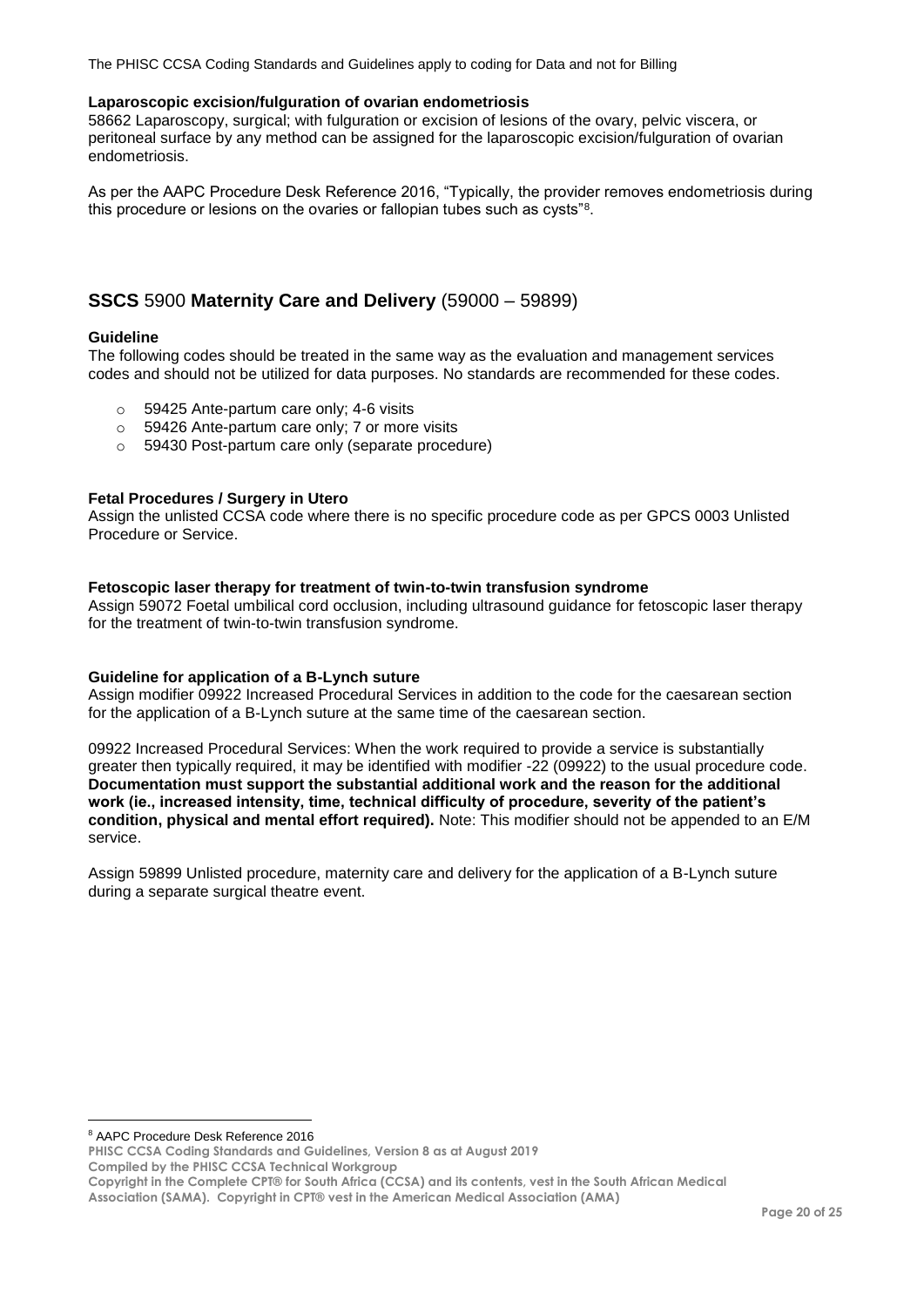**Laparoscopic excision/fulguration of ovarian endometriosis**

58662 Laparoscopy, surgical; with fulguration or excision of lesions of the ovary, pelvic viscera, or peritoneal surface by any method can be assigned for the laparoscopic excision/fulguration of ovarian endometriosis.

As per the AAPC Procedure Desk Reference 2016, "Typically, the provider removes endometriosis during this procedure or lesions on the ovaries or fallopian tubes such as cysts"[8].

## **SSCS** 5900 **Maternity Care and Delivery** (59000 – 59899)

**Guideline**

The following codes should be treated in the same way as the evaluation and management services codes and should not be utilized for data purposes. No standards are recommended for these codes.

- 59425 Ante-partum care only; 4-6 visits
- 59426 Ante-partum care only; 7 or more visits
- 59430 Post-partum care only (separate procedure)

**Fetal Procedures / Surgery in Utero**

Assign the unlisted CCSA code where there is no specific procedure code as per GPCS 0003 Unlisted Procedure or Service.

**Fetoscopic laser therapy for treatment of twin-to-twin transfusion syndrome**

Assign 59072 Foetal umbilical cord occlusion, including ultrasound guidance for fetoscopic laser therapy for the treatment of twin-to-twin transfusion syndrome.

**Guideline for application of a B-Lynch suture**

Assign modifier 09922 Increased Procedural Services in addition to the code for the caesarean section for the application of a B-Lynch suture at the same time of the caesarean section.

09922 Increased Procedural Services: When the work required to provide a service is substantially greater then typically required, it may be identified with modifier -22 (09922) to the usual procedure code. **Documentation must support the substantial additional work and the reason for the additional work (ie., increased intensity, time, technical difficulty of procedure, severity of the patient's condition, physical and mental effort required).** Note: This modifier should not be appended to an E/M service.

Assign 59899 Unlisted procedure, maternity care and delivery for the application of a B-Lynch suture during a separate surgical theatre event.

---

[8] AAPC Procedure Desk Reference 2016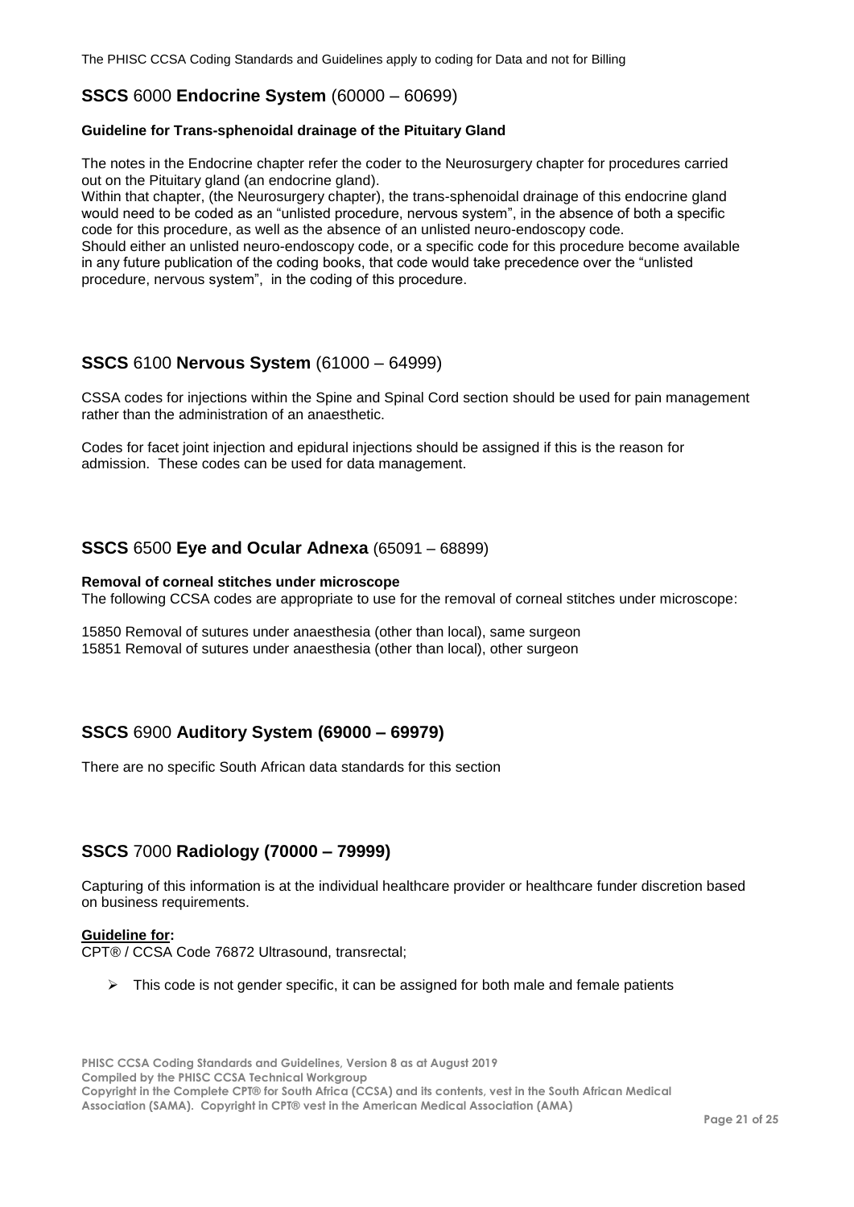## **SSCS** 6000 **Endocrine System** (60000 – 60699)

**Guideline for Trans-sphenoidal drainage of the Pituitary Gland**

The notes in the Endocrine chapter refer the coder to the Neurosurgery chapter for procedures carried out on the Pituitary gland (an endocrine gland).
Within that chapter, (the Neurosurgery chapter), the trans-sphenoidal drainage of this endocrine gland would need to be coded as an "unlisted procedure, nervous system", in the absence of both a specific code for this procedure, as well as the absence of an unlisted neuro-endoscopy code.
Should either an unlisted neuro-endoscopy code, or a specific code for this procedure become available in any future publication of the coding books, that code would take precedence over the "unlisted procedure, nervous system", in the coding of this procedure.

## **SSCS** 6100 **Nervous System** (61000 – 64999)

CSSA codes for injections within the Spine and Spinal Cord section should be used for pain management rather than the administration of an anaesthetic.

Codes for facet joint injection and epidural injections should be assigned if this is the reason for admission. These codes can be used for data management.

## **SSCS** 6500 **Eye and Ocular Adnexa** (65091 – 68899)

**Removal of corneal stitches under microscope**
The following CCSA codes are appropriate to use for the removal of corneal stitches under microscope:

15850 Removal of sutures under anaesthesia (other than local), same surgeon
15851 Removal of sutures under anaesthesia (other than local), other surgeon

## **SSCS** 6900 **Auditory System (69000 – 69979)**

There are no specific South African data standards for this section

## **SSCS** 7000 **Radiology (70000 – 79999)**

Capturing of this information is at the individual healthcare provider or healthcare funder discretion based on business requirements.

**Guideline for:**
CPT® / CCSA Code 76872 Ultrasound, transrectal;

- This code is not gender specific, it can be assigned for both male and female patients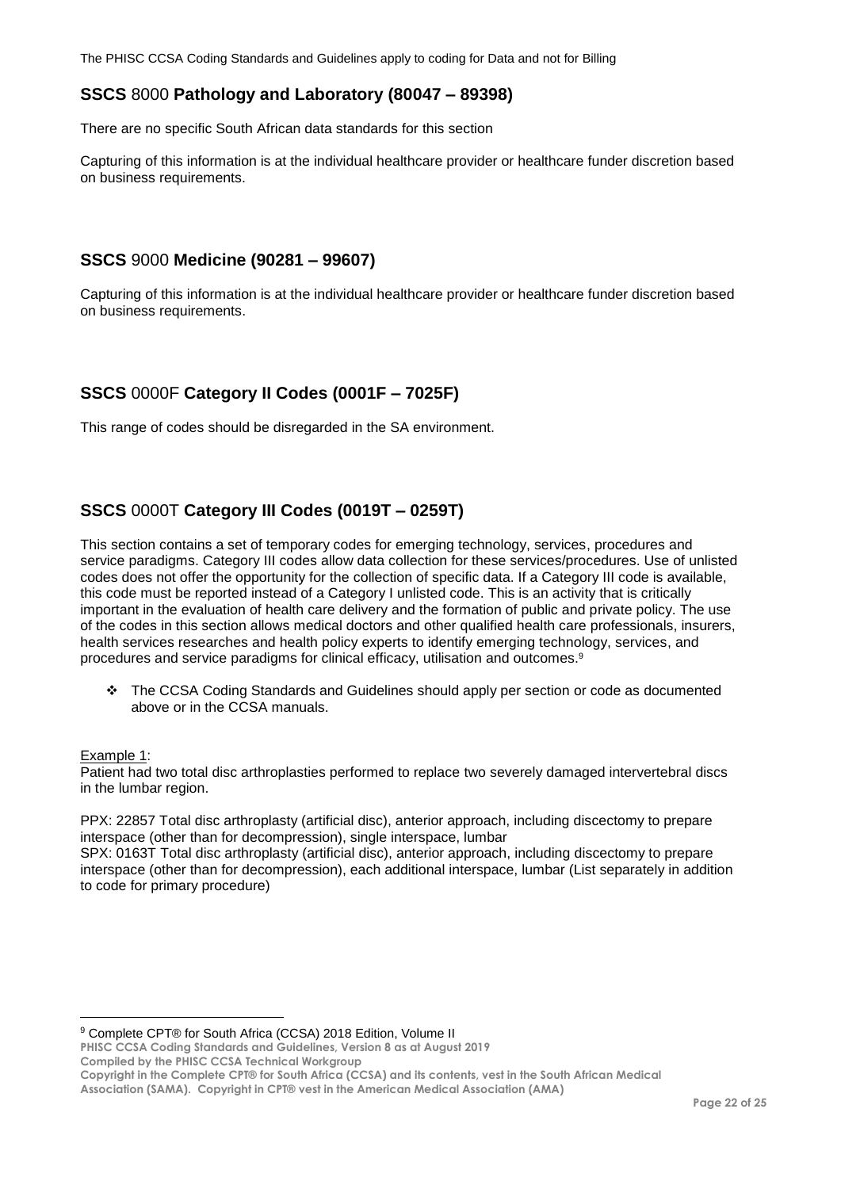## SSCS 8000 Pathology and Laboratory (80047 – 89398)

There are no specific South African data standards for this section

Capturing of this information is at the individual healthcare provider or healthcare funder discretion based on business requirements.

## SSCS 9000 Medicine (90281 – 99607)

Capturing of this information is at the individual healthcare provider or healthcare funder discretion based on business requirements.

## SSCS 0000F Category II Codes (0001F – 7025F)

This range of codes should be disregarded in the SA environment.

## SSCS 0000T Category III Codes (0019T – 0259T)

This section contains a set of temporary codes for emerging technology, services, procedures and service paradigms. Category III codes allow data collection for these services/procedures. Use of unlisted codes does not offer the opportunity for the collection of specific data. If a Category III code is available, this code must be reported instead of a Category I unlisted code. This is an activity that is critically important in the evaluation of health care delivery and the formation of public and private policy. The use of the codes in this section allows medical doctors and other qualified health care professionals, insurers, health services researches and health policy experts to identify emerging technology, services, and procedures and service paradigms for clinical efficacy, utilisation and outcomes.[9]

- The CCSA Coding Standards and Guidelines should apply per section or code as documented above or in the CCSA manuals.

Example 1:
Patient had two total disc arthroplasties performed to replace two severely damaged intervertebral discs in the lumbar region.

PPX: 22857 Total disc arthroplasty (artificial disc), anterior approach, including discectomy to prepare interspace (other than for decompression), single interspace, lumbar
SPX: 0163T Total disc arthroplasty (artificial disc), anterior approach, including discectomy to prepare interspace (other than for decompression), each additional interspace, lumbar (List separately in addition to code for primary procedure)

[9] Complete CPT® for South Africa (CCSA) 2018 Edition, Volume II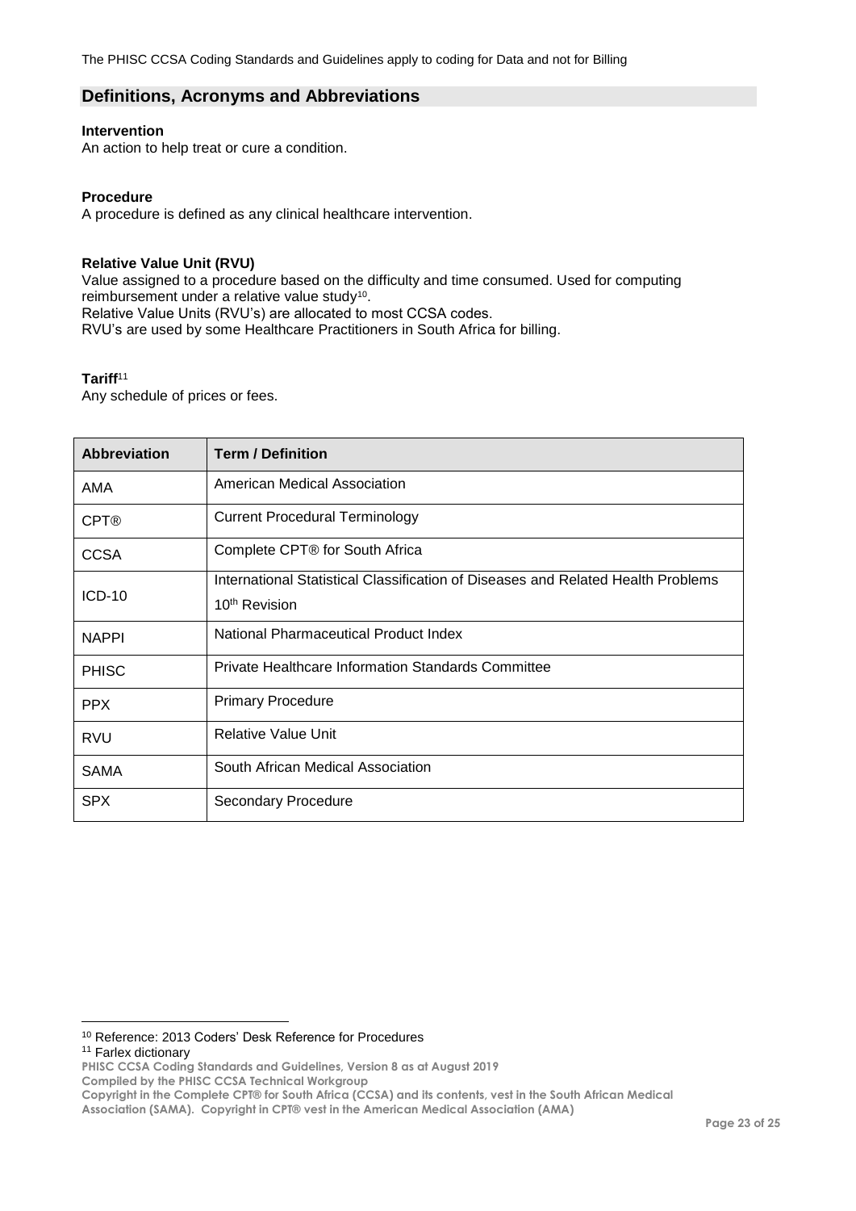## Definitions, Acronyms and Abbreviations

**Intervention**
An action to help treat or cure a condition.

**Procedure**
A procedure is defined as any clinical healthcare intervention.

**Relative Value Unit (RVU)**
Value assigned to a procedure based on the difficulty and time consumed. Used for computing reimbursement under a relative value study[10].
Relative Value Units (RVU's) are allocated to most CCSA codes.
RVU's are used by some Healthcare Practitioners in South Africa for billing.

**Tariff**[11]
Any schedule of prices or fees.

| Abbreviation | Term / Definition |
|---|---|
| AMA | American Medical Association |
| CPT® | Current Procedural Terminology |
| CCSA | Complete CPT® for South Africa |
| ICD-10 | International Statistical Classification of Diseases and Related Health Problems 10th Revision |
| NAPPI | National Pharmaceutical Product Index |
| PHISC | Private Healthcare Information Standards Committee |
| PPX | Primary Procedure |
| RVU | Relative Value Unit |
| SAMA | South African Medical Association |
| SPX | Secondary Procedure |

[10] Reference: 2013 Coders' Desk Reference for Procedures
[11] Farlex dictionary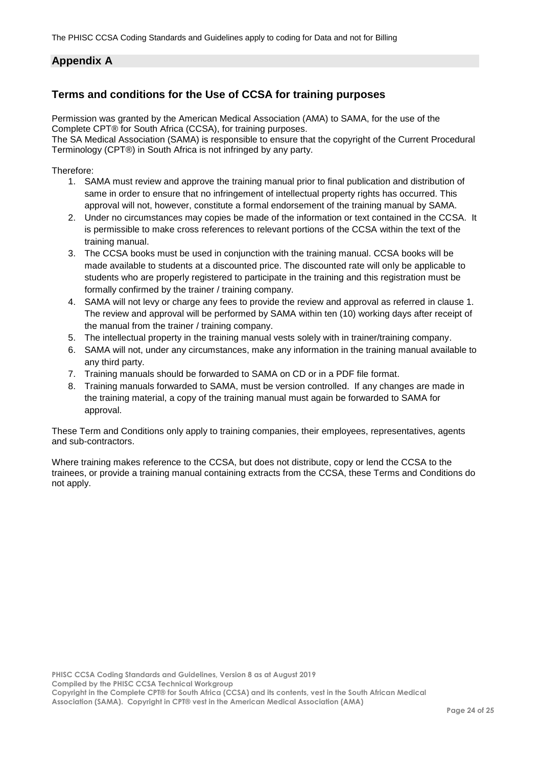## Appendix A

### Terms and conditions for the Use of CCSA for training purposes

Permission was granted by the American Medical Association (AMA) to SAMA, for the use of the Complete CPT® for South Africa (CCSA), for training purposes.
The SA Medical Association (SAMA) is responsible to ensure that the copyright of the Current Procedural Terminology (CPT®) in South Africa is not infringed by any party.

Therefore:

1. SAMA must review and approve the training manual prior to final publication and distribution of same in order to ensure that no infringement of intellectual property rights has occurred. This approval will not, however, constitute a formal endorsement of the training manual by SAMA.
2. Under no circumstances may copies be made of the information or text contained in the CCSA. It is permissible to make cross references to relevant portions of the CCSA within the text of the training manual.
3. The CCSA books must be used in conjunction with the training manual. CCSA books will be made available to students at a discounted price. The discounted rate will only be applicable to students who are properly registered to participate in the training and this registration must be formally confirmed by the trainer / training company.
4. SAMA will not levy or charge any fees to provide the review and approval as referred in clause 1. The review and approval will be performed by SAMA within ten (10) working days after receipt of the manual from the trainer / training company.
5. The intellectual property in the training manual vests solely with in trainer/training company.
6. SAMA will not, under any circumstances, make any information in the training manual available to any third party.
7. Training manuals should be forwarded to SAMA on CD or in a PDF file format.
8. Training manuals forwarded to SAMA, must be version controlled. If any changes are made in the training material, a copy of the training manual must again be forwarded to SAMA for approval.

These Term and Conditions only apply to training companies, their employees, representatives, agents and sub-contractors.

Where training makes reference to the CCSA, but does not distribute, copy or lend the CCSA to the trainees, or provide a training manual containing extracts from the CCSA, these Terms and Conditions do not apply.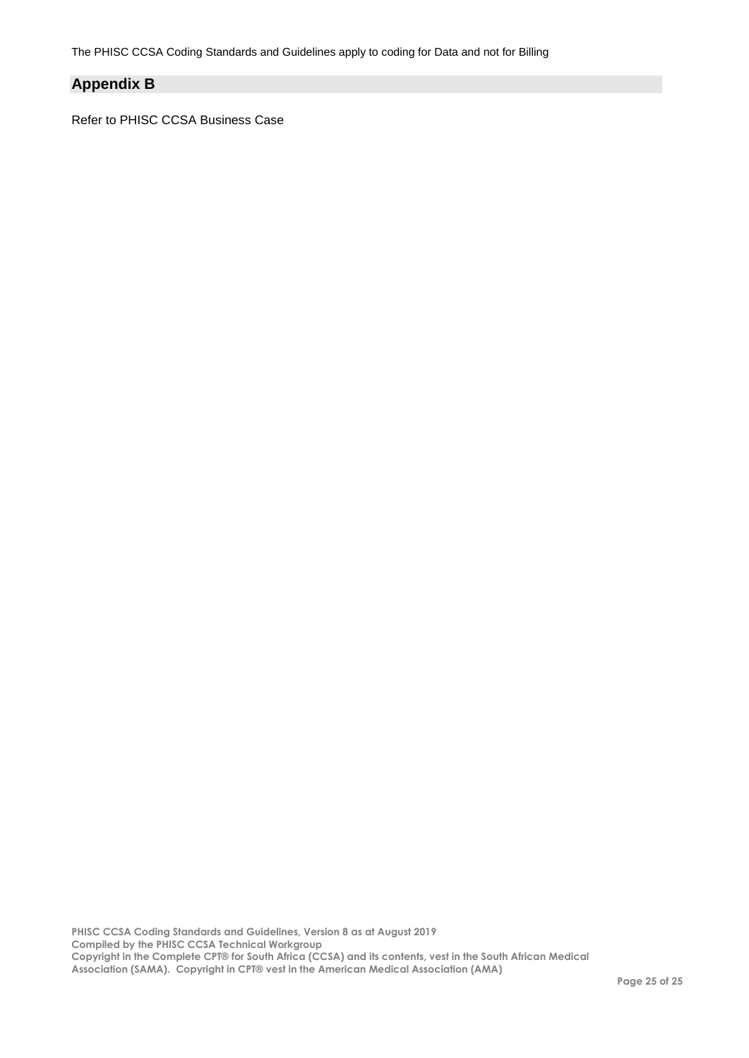## Appendix B

Refer to PHISC CCSA Business Case